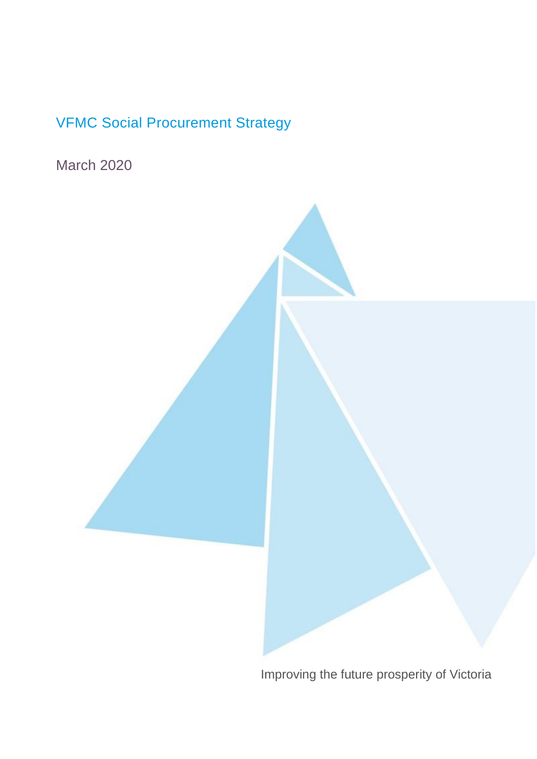# VFMC Social Procurement Strategy

March 2020

Improving the future prosperity of Victoria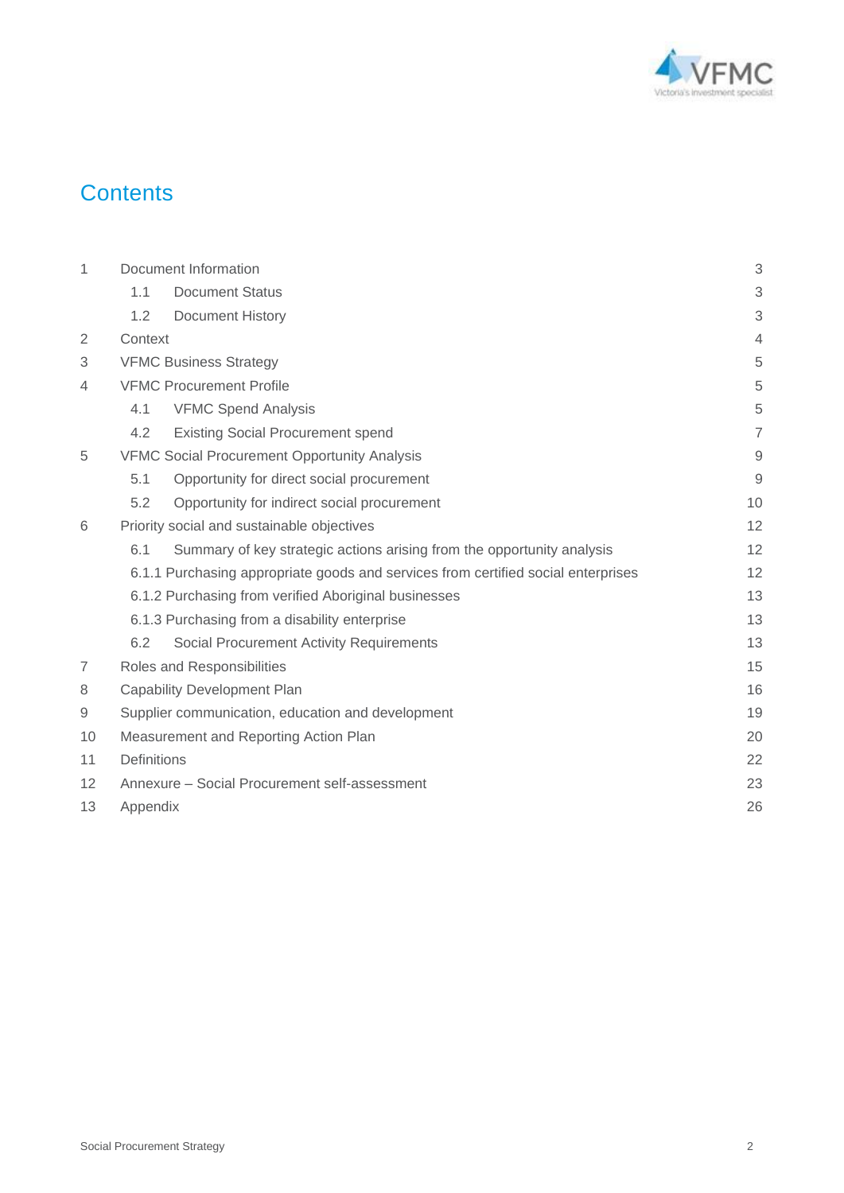# Contents

| | | |
|---|---|---|
| 1 | Document Information | 3 |
| | 1.1 Document Status | 3 |
| | 1.2 Document History | 3 |
| 2 | Context | 4 |
| 3 | VFMC Business Strategy | 5 |
| 4 | VFMC Procurement Profile | 5 |
| | 4.1 VFMC Spend Analysis | 5 |
| | 4.2 Existing Social Procurement spend | 7 |
| 5 | VFMC Social Procurement Opportunity Analysis | 9 |
| | 5.1 Opportunity for direct social procurement | 9 |
| | 5.2 Opportunity for indirect social procurement | 10 |
| 6 | Priority social and sustainable objectives | 12 |
| | 6.1 Summary of key strategic actions arising from the opportunity analysis | 12 |
| | 6.1.1 Purchasing appropriate goods and services from certified social enterprises | 12 |
| | 6.1.2 Purchasing from verified Aboriginal businesses | 13 |
| | 6.1.3 Purchasing from a disability enterprise | 13 |
| | 6.2 Social Procurement Activity Requirements | 13 |
| 7 | Roles and Responsibilities | 15 |
| 8 | Capability Development Plan | 16 |
| 9 | Supplier communication, education and development | 19 |
| 10 | Measurement and Reporting Action Plan | 20 |
| 11 | Definitions | 22 |
| 12 | Annexure – Social Procurement self-assessment | 23 |
| 13 | Appendix | 26 |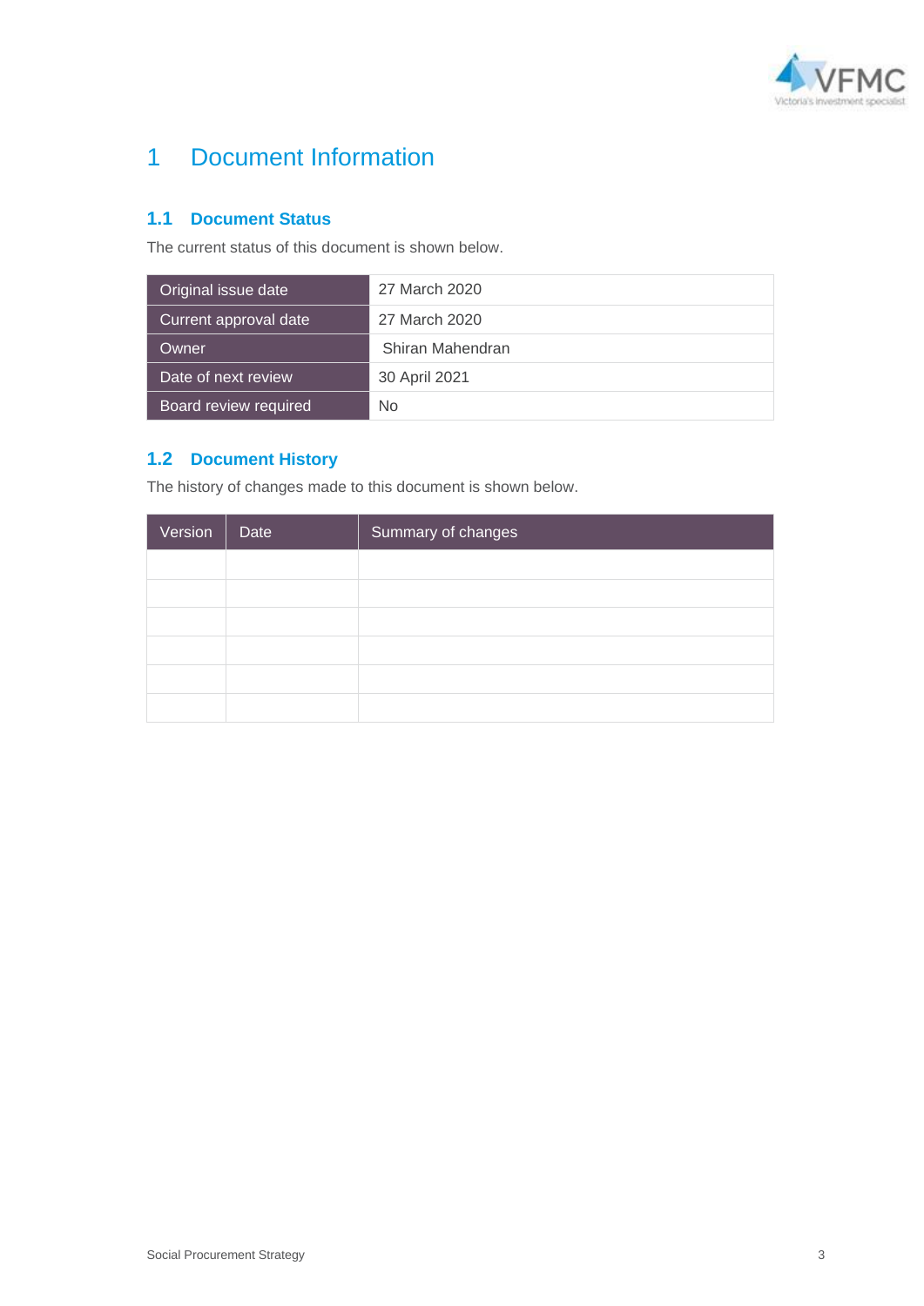# 1 Document Information

## 1.1 Document Status

The current status of this document is shown below.

| Original issue date | 27 March 2020 |
| --- | --- |
| Current approval date | 27 March 2020 |
| Owner | Shiran Mahendran |
| Date of next review | 30 April 2021 |
| Board review required | No |

## 1.2 Document History

The history of changes made to this document is shown below.

| Version | Date | Summary of changes |
| --- | --- | --- |
| | | |
| | | |
| | | |
| | | |
| | | |
| | | |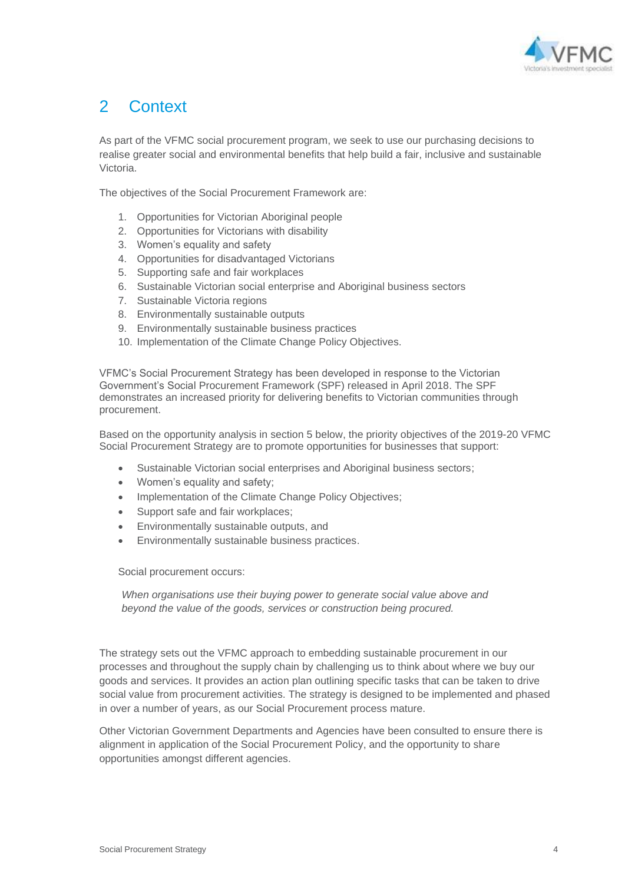# 2 Context

As part of the VFMC social procurement program, we seek to use our purchasing decisions to realise greater social and environmental benefits that help build a fair, inclusive and sustainable Victoria.

The objectives of the Social Procurement Framework are:

1. Opportunities for Victorian Aboriginal people
2. Opportunities for Victorians with disability
3. Women's equality and safety
4. Opportunities for disadvantaged Victorians
5. Supporting safe and fair workplaces
6. Sustainable Victorian social enterprise and Aboriginal business sectors
7. Sustainable Victoria regions
8. Environmentally sustainable outputs
9. Environmentally sustainable business practices
10. Implementation of the Climate Change Policy Objectives.

VFMC's Social Procurement Strategy has been developed in response to the Victorian Government's Social Procurement Framework (SPF) released in April 2018. The SPF demonstrates an increased priority for delivering benefits to Victorian communities through procurement.

Based on the opportunity analysis in section 5 below, the priority objectives of the 2019-20 VFMC Social Procurement Strategy are to promote opportunities for businesses that support:

- Sustainable Victorian social enterprises and Aboriginal business sectors;
- Women's equality and safety;
- Implementation of the Climate Change Policy Objectives;
- Support safe and fair workplaces;
- Environmentally sustainable outputs, and
- Environmentally sustainable business practices.

Social procurement occurs:

*When organisations use their buying power to generate social value above and beyond the value of the goods, services or construction being procured.*

The strategy sets out the VFMC approach to embedding sustainable procurement in our processes and throughout the supply chain by challenging us to think about where we buy our goods and services. It provides an action plan outlining specific tasks that can be taken to drive social value from procurement activities. The strategy is designed to be implemented and phased in over a number of years, as our Social Procurement process mature.

Other Victorian Government Departments and Agencies have been consulted to ensure there is alignment in application of the Social Procurement Policy, and the opportunity to share opportunities amongst different agencies.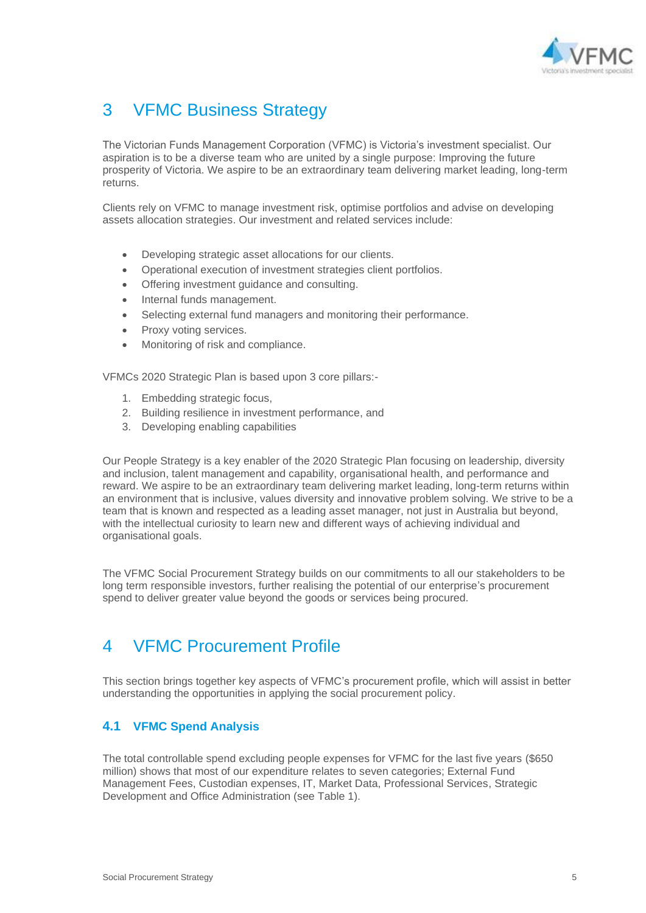# 3 VFMC Business Strategy

The Victorian Funds Management Corporation (VFMC) is Victoria's investment specialist. Our aspiration is to be a diverse team who are united by a single purpose: Improving the future prosperity of Victoria. We aspire to be an extraordinary team delivering market leading, long-term returns.

Clients rely on VFMC to manage investment risk, optimise portfolios and advise on developing assets allocation strategies. Our investment and related services include:

- Developing strategic asset allocations for our clients.
- Operational execution of investment strategies client portfolios.
- Offering investment guidance and consulting.
- Internal funds management.
- Selecting external fund managers and monitoring their performance.
- Proxy voting services.
- Monitoring of risk and compliance.

VFMCs 2020 Strategic Plan is based upon 3 core pillars:-

1. Embedding strategic focus,
2. Building resilience in investment performance, and
3. Developing enabling capabilities

Our People Strategy is a key enabler of the 2020 Strategic Plan focusing on leadership, diversity and inclusion, talent management and capability, organisational health, and performance and reward. We aspire to be an extraordinary team delivering market leading, long-term returns within an environment that is inclusive, values diversity and innovative problem solving. We strive to be a team that is known and respected as a leading asset manager, not just in Australia but beyond, with the intellectual curiosity to learn new and different ways of achieving individual and organisational goals.

The VFMC Social Procurement Strategy builds on our commitments to all our stakeholders to be long term responsible investors, further realising the potential of our enterprise's procurement spend to deliver greater value beyond the goods or services being procured.

# 4 VFMC Procurement Profile

This section brings together key aspects of VFMC's procurement profile, which will assist in better understanding the opportunities in applying the social procurement policy.

## 4.1 VFMC Spend Analysis

The total controllable spend excluding people expenses for VFMC for the last five years ($650 million) shows that most of our expenditure relates to seven categories; External Fund Management Fees, Custodian expenses, IT, Market Data, Professional Services, Strategic Development and Office Administration (see Table 1).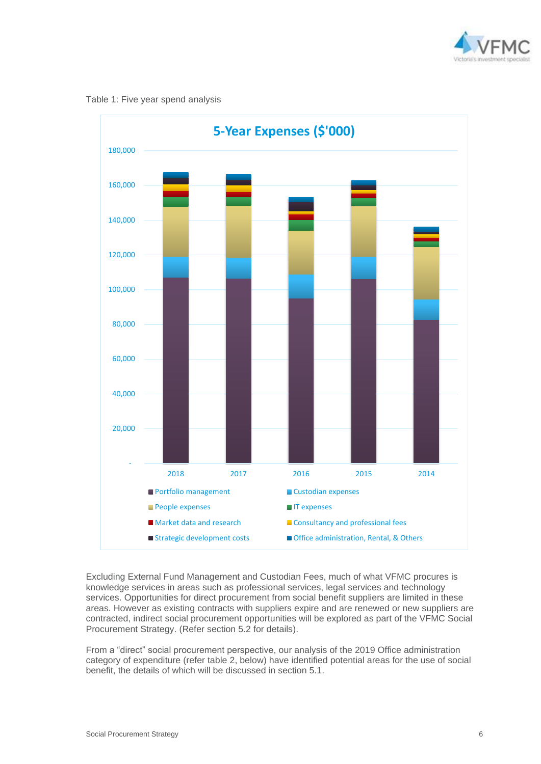Table 1: Five year spend analysis

**5-Year Expenses ($'000)**

Excluding External Fund Management and Custodian Fees, much of what VFMC procures is knowledge services in areas such as professional services, legal services and technology services. Opportunities for direct procurement from social benefit suppliers are limited in these areas. However as existing contracts with suppliers expire and are renewed or new suppliers are contracted, indirect social procurement opportunities will be explored as part of the VFMC Social Procurement Strategy. (Refer section 5.2 for details).

From a “direct” social procurement perspective, our analysis of the 2019 Office administration category of expenditure (refer table 2, below) have identified potential areas for the use of social benefit, the details of which will be discussed in section 5.1.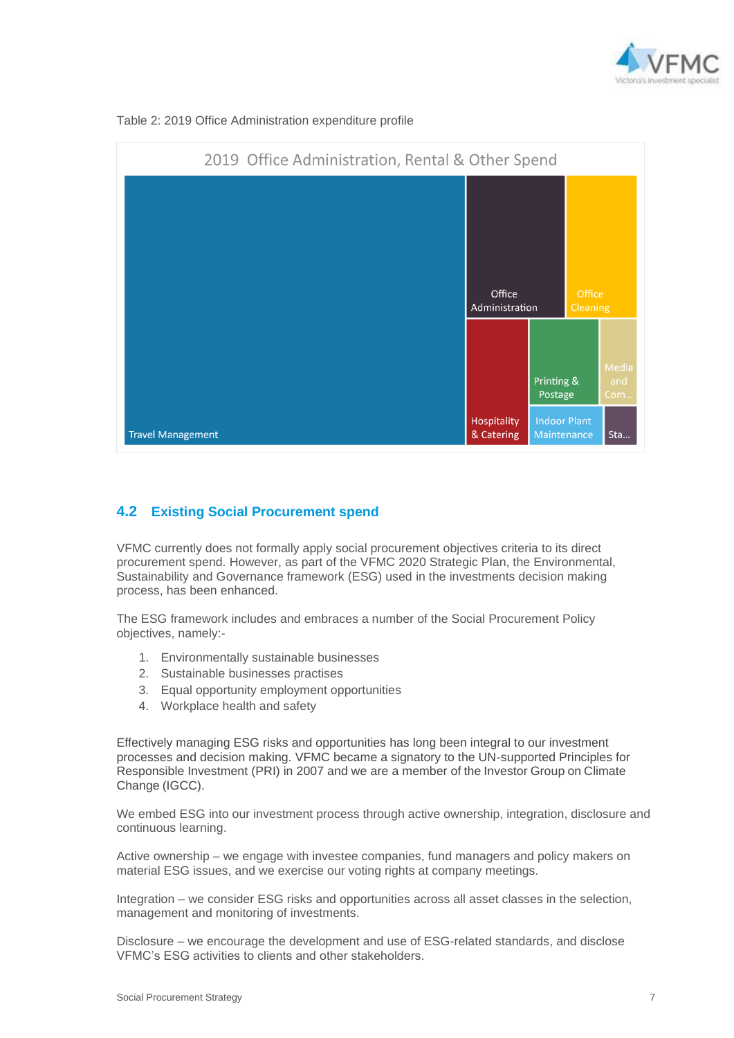Table 2: 2019 Office Administration expenditure profile

2019 Office Administration, Rental & Other Spend

Travel Management

Office Administration

Office Cleaning

Hospitality & Catering

Printing & Postage

Media and Com...

Indoor Plant Maintenance

Sta...

## 4.2 Existing Social Procurement spend

VFMC currently does not formally apply social procurement objectives criteria to its direct procurement spend. However, as part of the VFMC 2020 Strategic Plan, the Environmental, Sustainability and Governance framework (ESG) used in the investments decision making process, has been enhanced.

The ESG framework includes and embraces a number of the Social Procurement Policy objectives, namely:-

1. Environmentally sustainable businesses
2. Sustainable businesses practises
3. Equal opportunity employment opportunities
4. Workplace health and safety

Effectively managing ESG risks and opportunities has long been integral to our investment processes and decision making. VFMC became a signatory to the UN-supported Principles for Responsible Investment (PRI) in 2007 and we are a member of the Investor Group on Climate Change (IGCC).

We embed ESG into our investment process through active ownership, integration, disclosure and continuous learning.

Active ownership – we engage with investee companies, fund managers and policy makers on material ESG issues, and we exercise our voting rights at company meetings.

Integration – we consider ESG risks and opportunities across all asset classes in the selection, management and monitoring of investments.

Disclosure – we encourage the development and use of ESG-related standards, and disclose VFMC's ESG activities to clients and other stakeholders.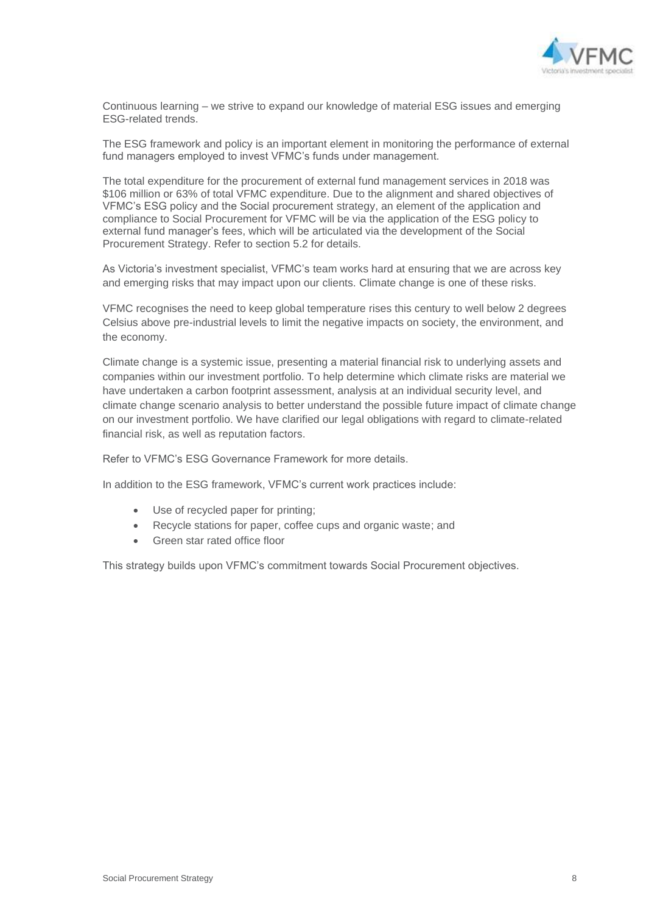Continuous learning – we strive to expand our knowledge of material ESG issues and emerging ESG-related trends.

The ESG framework and policy is an important element in monitoring the performance of external fund managers employed to invest VFMC's funds under management.

The total expenditure for the procurement of external fund management services in 2018 was $106 million or 63% of total VFMC expenditure. Due to the alignment and shared objectives of VFMC's ESG policy and the Social procurement strategy, an element of the application and compliance to Social Procurement for VFMC will be via the application of the ESG policy to external fund manager's fees, which will be articulated via the development of the Social Procurement Strategy. Refer to section 5.2 for details.

As Victoria's investment specialist, VFMC's team works hard at ensuring that we are across key and emerging risks that may impact upon our clients. Climate change is one of these risks.

VFMC recognises the need to keep global temperature rises this century to well below 2 degrees Celsius above pre-industrial levels to limit the negative impacts on society, the environment, and the economy.

Climate change is a systemic issue, presenting a material financial risk to underlying assets and companies within our investment portfolio. To help determine which climate risks are material we have undertaken a carbon footprint assessment, analysis at an individual security level, and climate change scenario analysis to better understand the possible future impact of climate change on our investment portfolio. We have clarified our legal obligations with regard to climate-related financial risk, as well as reputation factors.

Refer to VFMC's ESG Governance Framework for more details.

In addition to the ESG framework, VFMC's current work practices include:

- Use of recycled paper for printing;
- Recycle stations for paper, coffee cups and organic waste; and
- Green star rated office floor

This strategy builds upon VFMC's commitment towards Social Procurement objectives.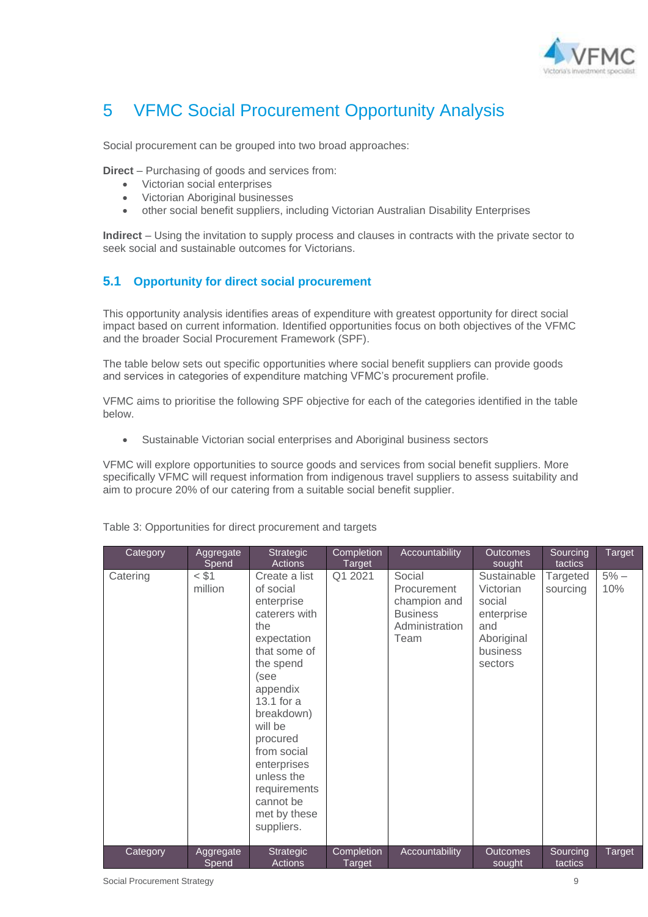# 5 VFMC Social Procurement Opportunity Analysis

Social procurement can be grouped into two broad approaches:

**Direct** – Purchasing of goods and services from:

- Victorian social enterprises
- Victorian Aboriginal businesses
- other social benefit suppliers, including Victorian Australian Disability Enterprises

**Indirect** – Using the invitation to supply process and clauses in contracts with the private sector to seek social and sustainable outcomes for Victorians.

## 5.1 Opportunity for direct social procurement

This opportunity analysis identifies areas of expenditure with greatest opportunity for direct social impact based on current information. Identified opportunities focus on both objectives of the VFMC and the broader Social Procurement Framework (SPF).

The table below sets out specific opportunities where social benefit suppliers can provide goods and services in categories of expenditure matching VFMC's procurement profile.

VFMC aims to prioritise the following SPF objective for each of the categories identified in the table below.

- Sustainable Victorian social enterprises and Aboriginal business sectors

VFMC will explore opportunities to source goods and services from social benefit suppliers. More specifically VFMC will request information from indigenous travel suppliers to assess suitability and aim to procure 20% of our catering from a suitable social benefit supplier.

Table 3: Opportunities for direct procurement and targets

| Category | Aggregate Spend | Strategic Actions | Completion Target | Accountability | Outcomes sought | Sourcing tactics | Target |
|---|---|---|---|---|---|---|---|
| Catering | < $1 million | Create a list of social enterprise caterers with the expectation that some of the spend (see appendix 13.1 for a breakdown) will be procured from social enterprises unless the requirements cannot be met by these suppliers. | Q1 2021 | Social Procurement champion and Business Administration Team | Sustainable Victorian social enterprise and Aboriginal business sectors | Targeted sourcing | 5% – 10% |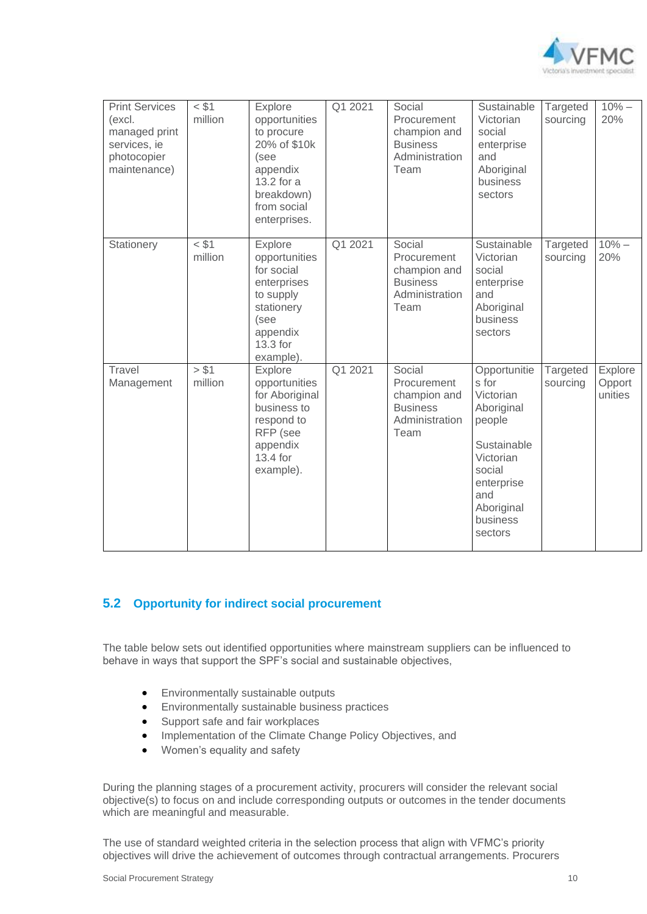| Print Services (excl. managed print services, ie photocopier maintenance) | < $1 million | Explore opportunities to procure 20% of $10k (see appendix 13.2 for a breakdown) from social enterprises. | Q1 2021 | Social Procurement champion and Business Administration Team | Sustainable Victorian social enterprise and Aboriginal business sectors | Targeted sourcing | 10% – 20% |
|---|---|---|---|---|---|---|---|
| Stationery | < $1 million | Explore opportunities for social enterprises to supply stationery (see appendix 13.3 for example). | Q1 2021 | Social Procurement champion and Business Administration Team | Sustainable Victorian social enterprise and Aboriginal business sectors | Targeted sourcing | 10% – 20% |
| Travel Management | > $1 million | Explore opportunities for Aboriginal business to respond to RFP (see appendix 13.4 for example). | Q1 2021 | Social Procurement champion and Business Administration Team | Opportunities for Victorian Aboriginal people<br><br>Sustainable Victorian social enterprise and Aboriginal business sectors | Targeted sourcing | Explore Opportunities |

## 5.2 Opportunity for indirect social procurement

The table below sets out identified opportunities where mainstream suppliers can be influenced to behave in ways that support the SPF's social and sustainable objectives,

- Environmentally sustainable outputs
- Environmentally sustainable business practices
- Support safe and fair workplaces
- Implementation of the Climate Change Policy Objectives, and
- Women's equality and safety

During the planning stages of a procurement activity, procurers will consider the relevant social objective(s) to focus on and include corresponding outputs or outcomes in the tender documents which are meaningful and measurable.

The use of standard weighted criteria in the selection process that align with VFMC's priority objectives will drive the achievement of outcomes through contractual arrangements. Procurers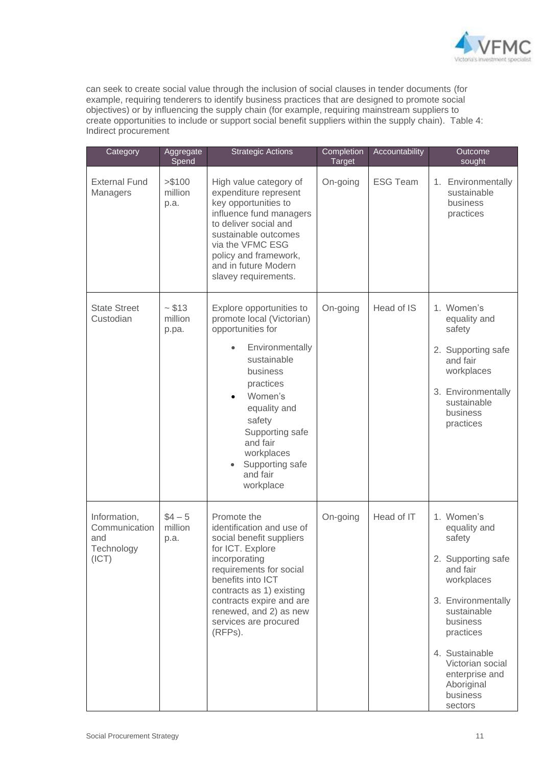can seek to create social value through the inclusion of social clauses in tender documents (for example, requiring tenderers to identify business practices that are designed to promote social objectives) or by influencing the supply chain (for example, requiring mainstream suppliers to create opportunities to include or support social benefit suppliers within the supply chain). Table 4: Indirect procurement

| Category | Aggregate Spend | Strategic Actions | Completion Target | Accountability | Outcome sought |
|---|---|---|---|---|---|
| External Fund Managers | >$100 million p.a. | High value category of expenditure represent key opportunities to influence fund managers to deliver social and sustainable outcomes via the VFMC ESG policy and framework, and in future Modern slavey requirements. | On-going | ESG Team | 1. Environmentally sustainable business practices |
| State Street Custodian | ~ $13 million p.pa. | Explore opportunities to promote local (Victorian) opportunities for<br>• Environmentally sustainable business practices<br>• Women's equality and safety Supporting safe and fair workplaces<br>• Supporting safe and fair workplace | On-going | Head of IS | 1. Women's equality and safety<br>2. Supporting safe and fair workplaces<br>3. Environmentally sustainable business practices |
| Information, Communication and Technology (ICT) | $4 – 5 million p.a. | Promote the identification and use of social benefit suppliers for ICT. Explore incorporating requirements for social benefits into ICT contracts as 1) existing contracts expire and are renewed, and 2) as new services are procured (RFPs). | On-going | Head of IT | 1. Women's equality and safety<br>2. Supporting safe and fair workplaces<br>3. Environmentally sustainable business practices<br>4. Sustainable Victorian social enterprise and Aboriginal business sectors |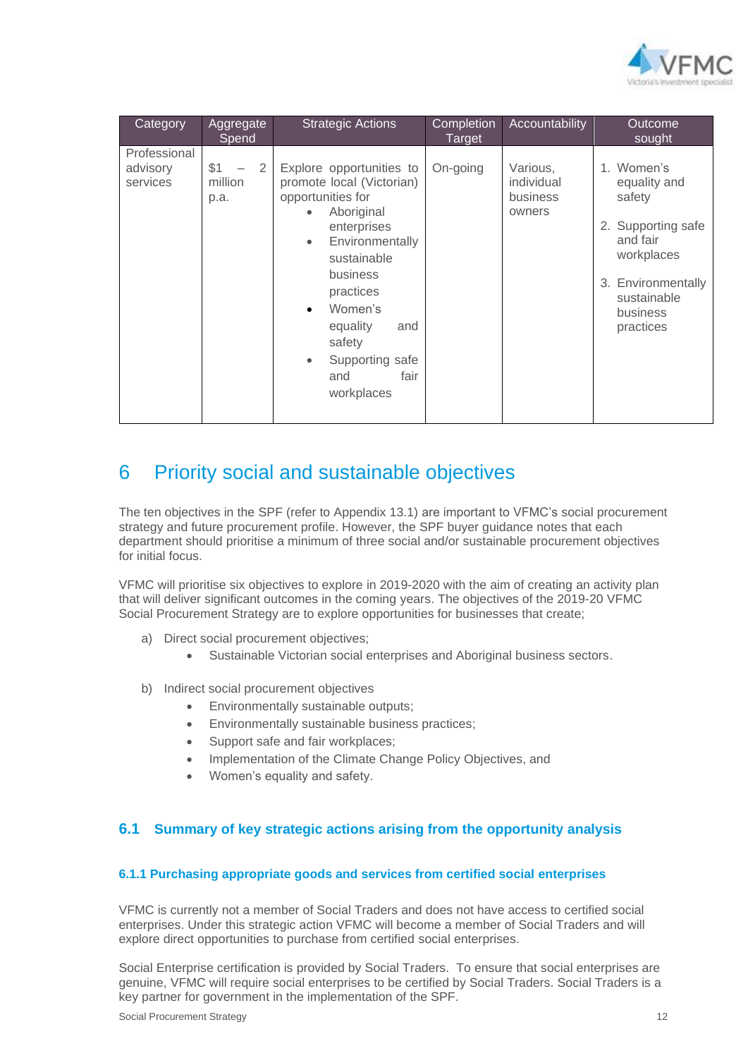| Category | Aggregate Spend | Strategic Actions | Completion Target | Accountability | Outcome sought |
|---|---|---|---|---|---|
| Professional advisory services | $1 – 2 million p.a. | Explore opportunities to promote local (Victorian) opportunities for<br>• Aboriginal enterprises<br>• Environmentally sustainable business practices<br>• Women's equality and safety<br>• Supporting safe and fair workplaces | On-going | Various, individual business owners | 1. Women's equality and safety<br>2. Supporting safe and fair workplaces<br>3. Environmentally sustainable business practices |

# 6 Priority social and sustainable objectives

The ten objectives in the SPF (refer to Appendix 13.1) are important to VFMC's social procurement strategy and future procurement profile. However, the SPF buyer guidance notes that each department should prioritise a minimum of three social and/or sustainable procurement objectives for initial focus.

VFMC will prioritise six objectives to explore in 2019-2020 with the aim of creating an activity plan that will deliver significant outcomes in the coming years. The objectives of the 2019-20 VFMC Social Procurement Strategy are to explore opportunities for businesses that create;

a) Direct social procurement objectives;
   - Sustainable Victorian social enterprises and Aboriginal business sectors.

b) Indirect social procurement objectives
   - Environmentally sustainable outputs;
   - Environmentally sustainable business practices;
   - Support safe and fair workplaces;
   - Implementation of the Climate Change Policy Objectives, and
   - Women's equality and safety.

## 6.1 Summary of key strategic actions arising from the opportunity analysis

### 6.1.1 Purchasing appropriate goods and services from certified social enterprises

VFMC is currently not a member of Social Traders and does not have access to certified social enterprises. Under this strategic action VFMC will become a member of Social Traders and will explore direct opportunities to purchase from certified social enterprises.

Social Enterprise certification is provided by Social Traders. To ensure that social enterprises are genuine, VFMC will require social enterprises to be certified by Social Traders. Social Traders is a key partner for government in the implementation of the SPF.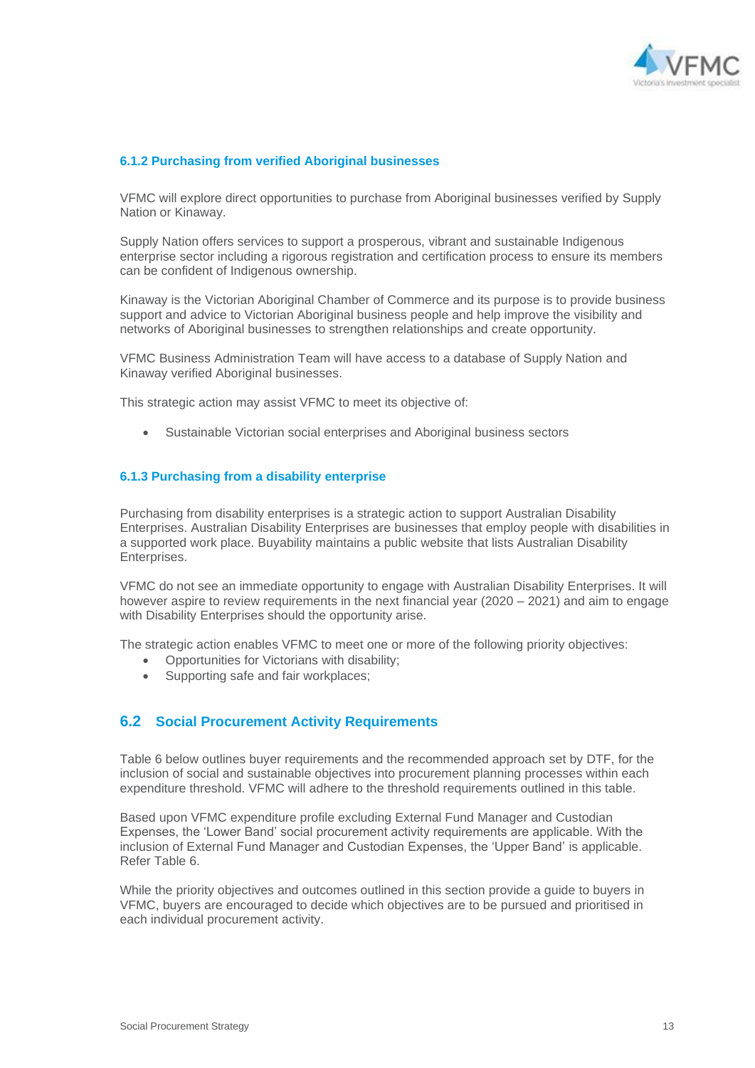#### 6.1.2 Purchasing from verified Aboriginal businesses

VFMC will explore direct opportunities to purchase from Aboriginal businesses verified by Supply Nation or Kinaway.

Supply Nation offers services to support a prosperous, vibrant and sustainable Indigenous enterprise sector including a rigorous registration and certification process to ensure its members can be confident of Indigenous ownership.

Kinaway is the Victorian Aboriginal Chamber of Commerce and its purpose is to provide business support and advice to Victorian Aboriginal business people and help improve the visibility and networks of Aboriginal businesses to strengthen relationships and create opportunity.

VFMC Business Administration Team will have access to a database of Supply Nation and Kinaway verified Aboriginal businesses.

This strategic action may assist VFMC to meet its objective of:

- Sustainable Victorian social enterprises and Aboriginal business sectors

#### 6.1.3 Purchasing from a disability enterprise

Purchasing from disability enterprises is a strategic action to support Australian Disability Enterprises. Australian Disability Enterprises are businesses that employ people with disabilities in a supported work place. Buyability maintains a public website that lists Australian Disability Enterprises.

VFMC do not see an immediate opportunity to engage with Australian Disability Enterprises. It will however aspire to review requirements in the next financial year (2020 – 2021) and aim to engage with Disability Enterprises should the opportunity arise.

The strategic action enables VFMC to meet one or more of the following priority objectives:

- Opportunities for Victorians with disability;
- Supporting safe and fair workplaces;

### 6.2 Social Procurement Activity Requirements

Table 6 below outlines buyer requirements and the recommended approach set by DTF, for the inclusion of social and sustainable objectives into procurement planning processes within each expenditure threshold. VFMC will adhere to the threshold requirements outlined in this table.

Based upon VFMC expenditure profile excluding External Fund Manager and Custodian Expenses, the 'Lower Band' social procurement activity requirements are applicable. With the inclusion of External Fund Manager and Custodian Expenses, the 'Upper Band' is applicable. Refer Table 6.

While the priority objectives and outcomes outlined in this section provide a guide to buyers in VFMC, buyers are encouraged to decide which objectives are to be pursued and prioritised in each individual procurement activity.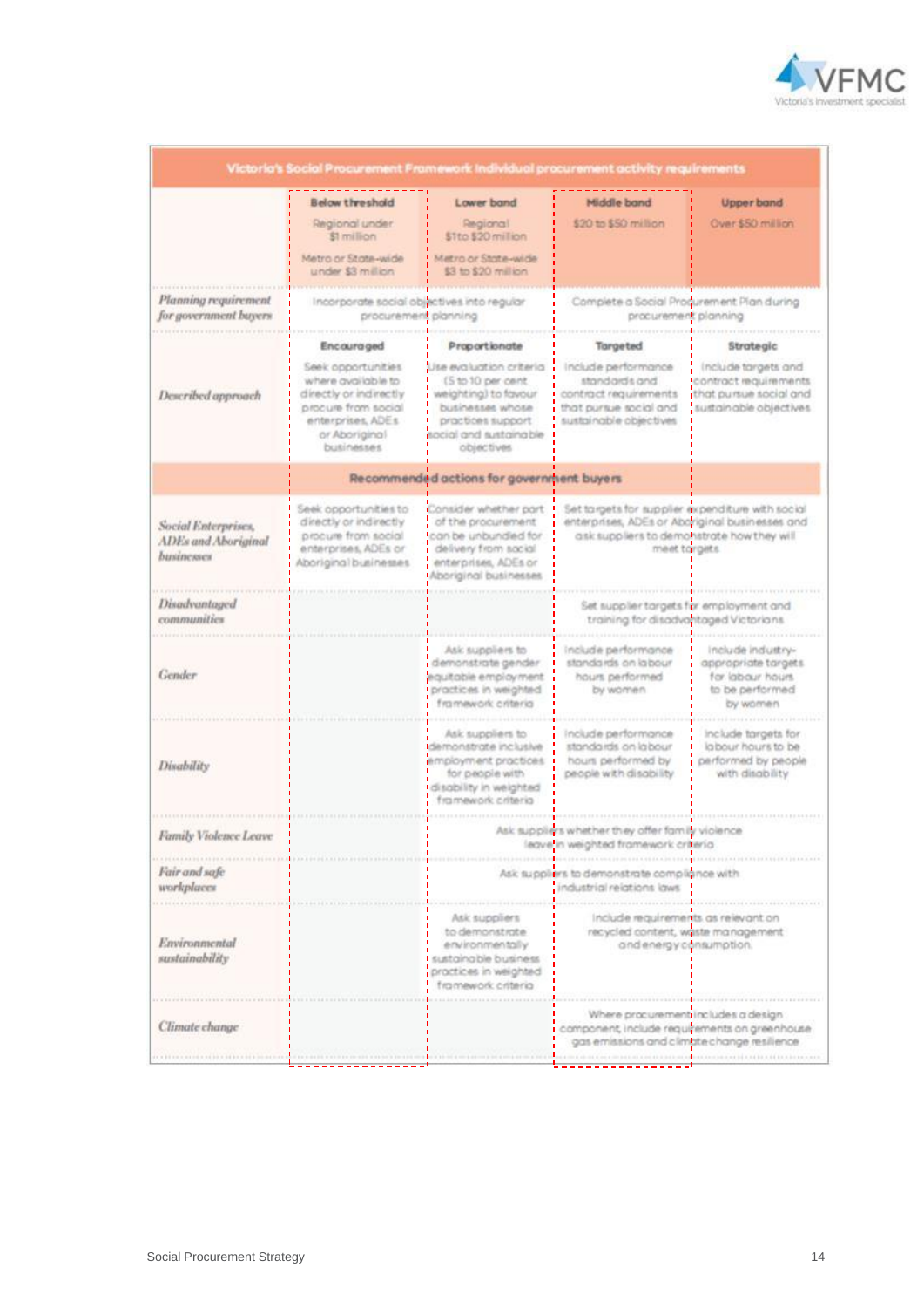| Victoria's Social Procurement Framework individual procurement activity requirements | | | | |
|---|---|---|---|---|
| | **Below threshold**<br>Regional under $1 million<br>Metro or State-wide under $3 million | **Lower band**<br>Regional $1 to $20 million<br>Metro or State-wide $3 to $20 million | **Middle band**<br>$20 to $50 million | **Upper band**<br>Over $50 million |
| *Planning requirement for government buyers* | Incorporate social objectives into regular procurement planning | | Complete a Social Procurement Plan during procurement planning | |
| *Described approach* | **Encouraged**<br>Seek opportunities where available to directly or indirectly procure from social enterprises, ADEs or Aboriginal businesses | **Proportionate**<br>Use evaluation criteria (5 to 10 per cent weighting) to favour businesses whose practices support social and sustainable objectives | **Targeted**<br>Include performance standards and contract requirements that pursue social and sustainable objectives | **Strategic**<br>Include targets and contract requirements that pursue social and sustainable objectives |
| **Recommended actions for government buyers** | | | | |
| *Social Enterprises, ADEs and Aboriginal businesses* | Seek opportunities to directly or indirectly procure from social enterprises, ADEs or Aboriginal businesses | Consider whether part of the procurement can be unbundled for delivery from social enterprises, ADEs or Aboriginal businesses | Set targets for supplier expenditure with social enterprises, ADEs or Aboriginal businesses and ask suppliers to demonstrate how they will meet targets | |
| *Disadvantaged communities* | | | Set supplier targets for employment and training for disadvantaged Victorians | |
| *Gender* | | Ask suppliers to demonstrate gender equitable employment practices in weighted framework criteria | Include performance standards on labour hours performed by women | Include industry-appropriate targets for labour hours to be performed by women |
| *Disability* | | Ask suppliers to demonstrate inclusive employment practices for people with disability in weighted framework criteria | Include performance standards on labour hours performed by people with disability | Include targets for labour hours to be performed by people with disability |
| *Family Violence Leave* | | Ask suppliers whether they offer family violence leave in weighted framework criteria | | |
| *Fair and safe workplaces* | | Ask suppliers to demonstrate compliance with industrial relations laws | | |
| *Environmental sustainability* | | Ask suppliers to demonstrate environmentally sustainable business practices in weighted framework criteria | Include requirements as relevant on recycled content, waste management and energy consumption. | |
| *Climate change* | | | Where procurement includes a design component, include requirements on greenhouse gas emissions and climate change resilience | |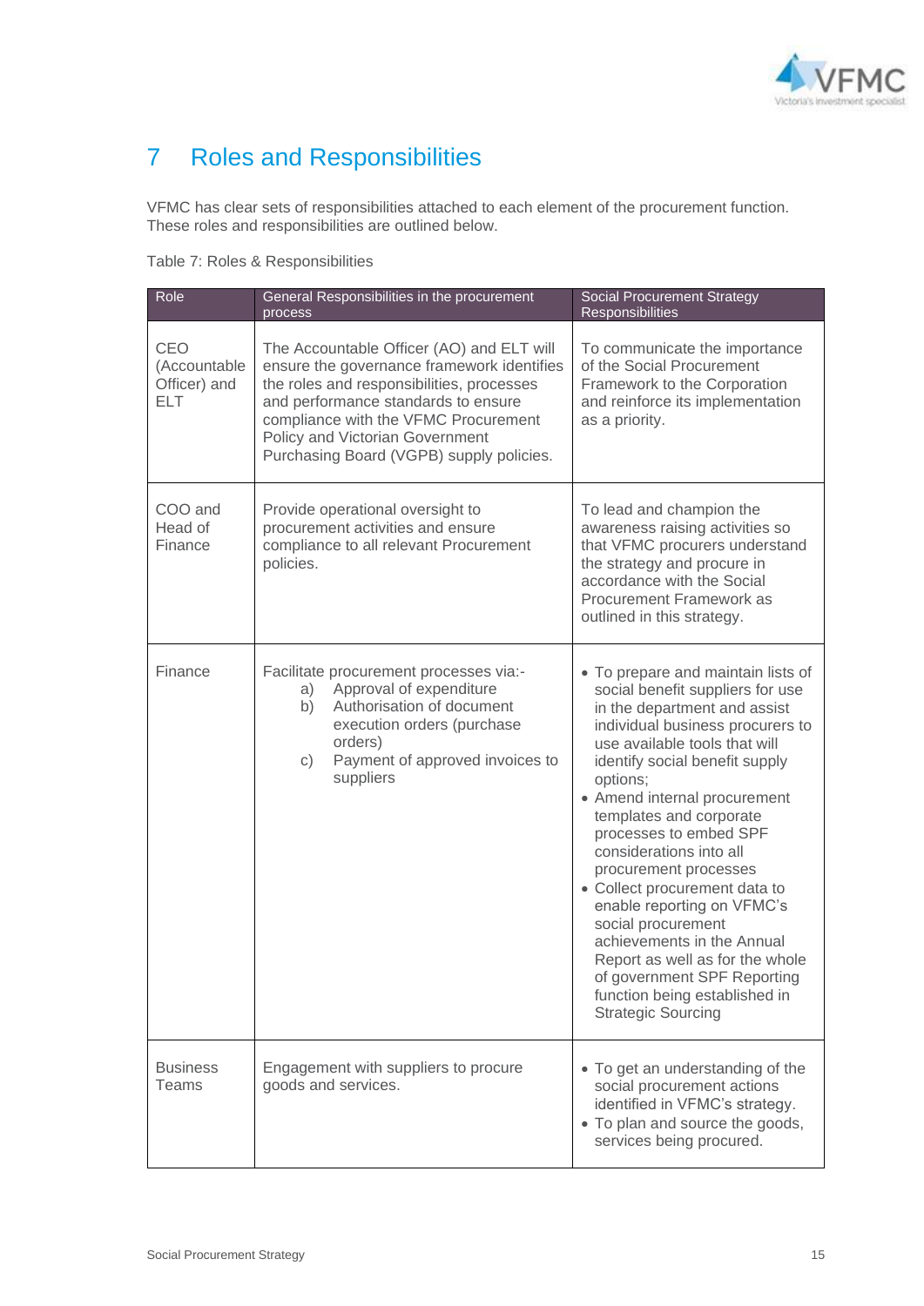# 7 Roles and Responsibilities

VFMC has clear sets of responsibilities attached to each element of the procurement function. These roles and responsibilities are outlined below.

Table 7: Roles & Responsibilities

| Role | General Responsibilities in the procurement process | Social Procurement Strategy Responsibilities |
|---|---|---|
| CEO (Accountable Officer) and ELT | The Accountable Officer (AO) and ELT will ensure the governance framework identifies the roles and responsibilities, processes and performance standards to ensure compliance with the VFMC Procurement Policy and Victorian Government Purchasing Board (VGPB) supply policies. | To communicate the importance of the Social Procurement Framework to the Corporation and reinforce its implementation as a priority. |
| COO and Head of Finance | Provide operational oversight to procurement activities and ensure compliance to all relevant Procurement policies. | To lead and champion the awareness raising activities so that VFMC procurers understand the strategy and procure in accordance with the Social Procurement Framework as outlined in this strategy. |
| Finance | Facilitate procurement processes via:-<br>a) Approval of expenditure<br>b) Authorisation of document execution orders (purchase orders)<br>c) Payment of approved invoices to suppliers | • To prepare and maintain lists of social benefit suppliers for use in the department and assist individual business procurers to use available tools that will identify social benefit supply options;<br>• Amend internal procurement templates and corporate processes to embed SPF considerations into all procurement processes<br>• Collect procurement data to enable reporting on VFMC's social procurement achievements in the Annual Report as well as for the whole of government SPF Reporting function being established in Strategic Sourcing |
| Business Teams | Engagement with suppliers to procure goods and services. | • To get an understanding of the social procurement actions identified in VFMC's strategy.<br>• To plan and source the goods, services being procured. |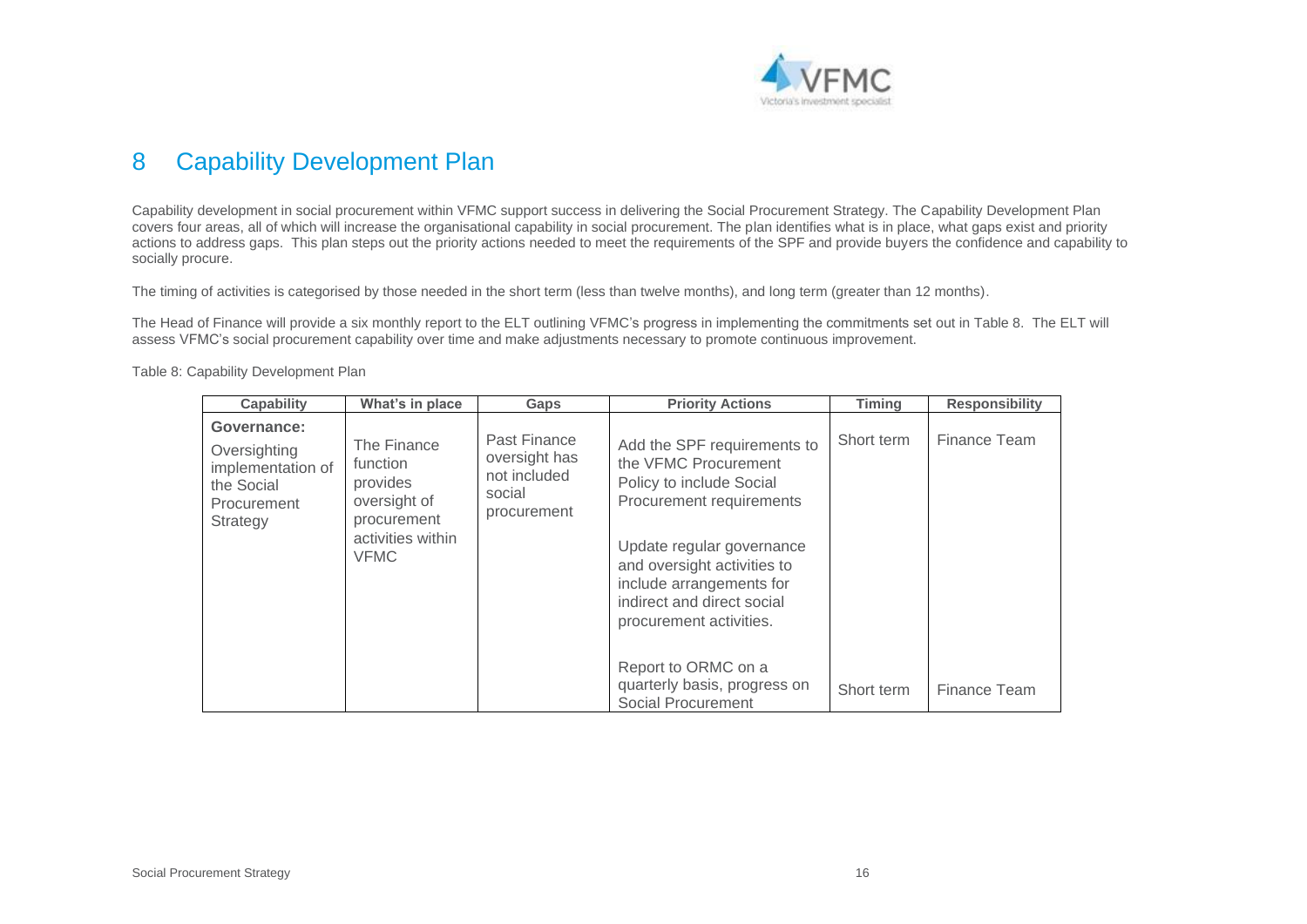# 8 Capability Development Plan

Capability development in social procurement within VFMC support success in delivering the Social Procurement Strategy. The Capability Development Plan covers four areas, all of which will increase the organisational capability in social procurement. The plan identifies what is in place, what gaps exist and priority actions to address gaps. This plan steps out the priority actions needed to meet the requirements of the SPF and provide buyers the confidence and capability to socially procure.

The timing of activities is categorised by those needed in the short term (less than twelve months), and long term (greater than 12 months).

The Head of Finance will provide a six monthly report to the ELT outlining VFMC's progress in implementing the commitments set out in Table 8. The ELT will assess VFMC's social procurement capability over time and make adjustments necessary to promote continuous improvement.

Table 8: Capability Development Plan

| Capability | What's in place | Gaps | Priority Actions | Timing | Responsibility |
|---|---|---|---|---|---|
| **Governance:** Oversighting implementation of the Social Procurement Strategy | The Finance function provides oversight of procurement activities within VFMC | Past Finance oversight has not included social procurement | Add the SPF requirements to the VFMC Procurement Policy to include Social Procurement requirements<br><br>Update regular governance and oversight activities to include arrangements for indirect and direct social procurement activities. | Short term | Finance Team |
| | | | Report to ORMC on a quarterly basis, progress on Social Procurement | Short term | Finance Team |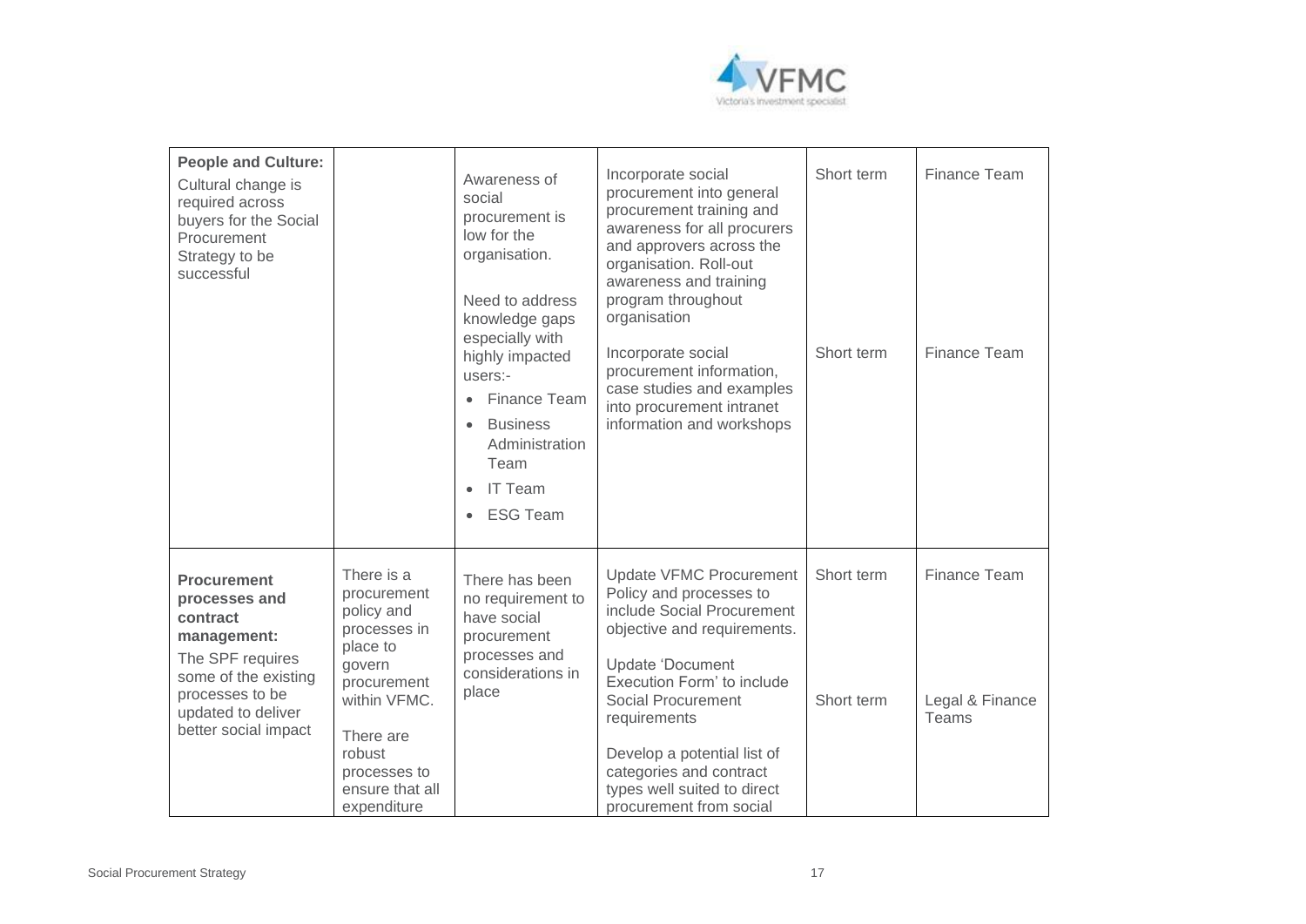| | | | | | |
|---|---|---|---|---|---|
| **People and Culture:** Cultural change is required across buyers for the Social Procurement Strategy to be successful | | Awareness of social procurement is low for the organisation.<br><br>Need to address knowledge gaps especially with highly impacted users:-<br>• Finance Team<br>• Business Administration Team<br>• IT Team<br>• ESG Team | Incorporate social procurement into general procurement training and awareness for all procurers and approvers across the organisation. Roll-out awareness and training program throughout organisation<br><br>Incorporate social procurement information, case studies and examples into procurement intranet information and workshops | Short term<br><br>Short term | Finance Team<br><br>Finance Team |
| **Procurement processes and contract management:** The SPF requires some of the existing processes to be updated to deliver better social impact | There is a procurement policy and processes in place to govern procurement within VFMC.<br><br>There are robust processes to ensure that all expenditure | There has been no requirement to have social procurement processes and considerations in place | Update VFMC Procurement Policy and processes to include Social Procurement objective and requirements.<br><br>Update 'Document Execution Form' to include Social Procurement requirements<br><br>Develop a potential list of categories and contract types well suited to direct procurement from social | Short term<br><br>Short term | Finance Team<br><br>Legal & Finance Teams |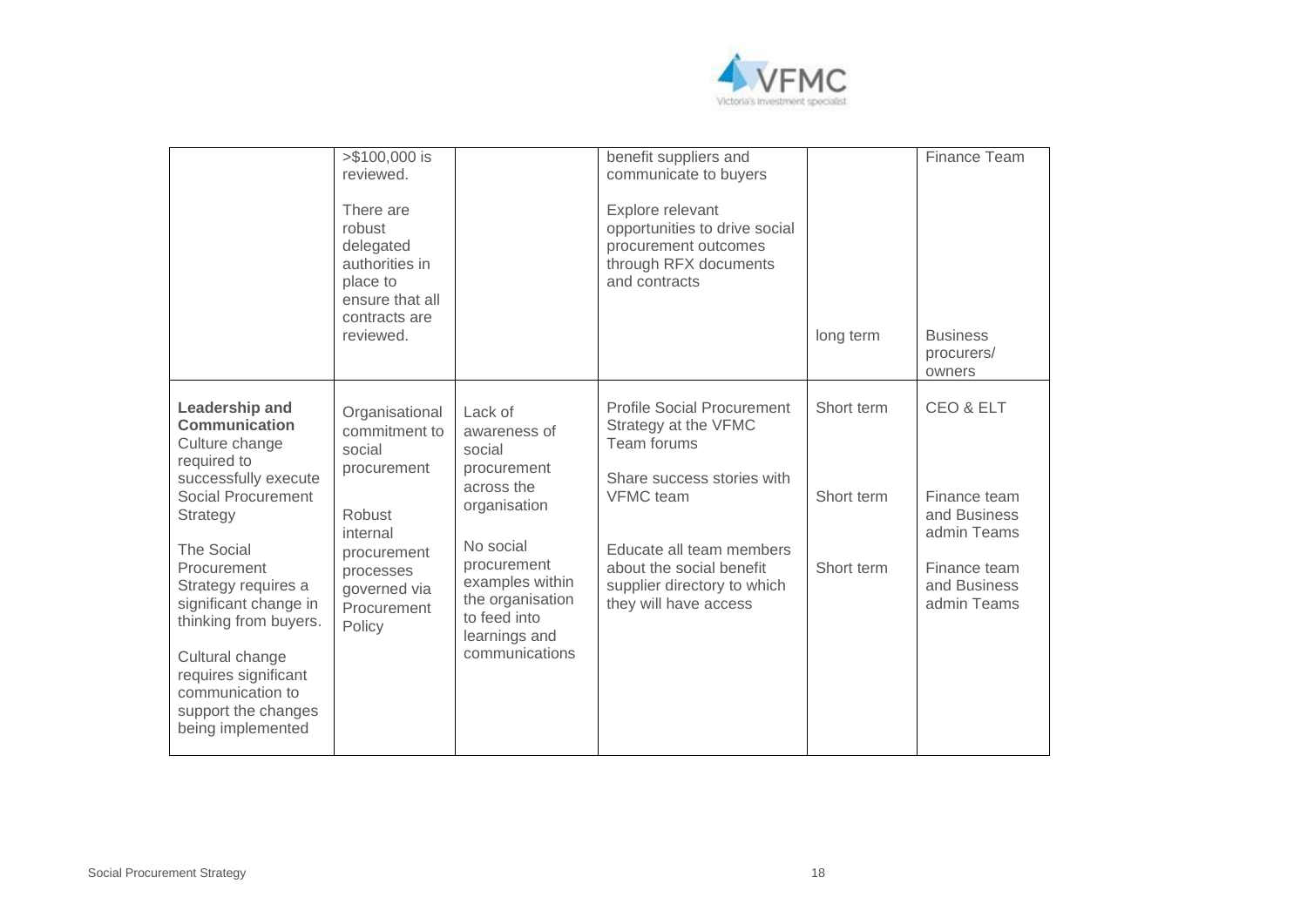| | | | | | |
|---|---|---|---|---|---|
| | >$100,000 is reviewed.<br><br>There are robust delegated authorities in place to ensure that all contracts are reviewed. | | benefit suppliers and communicate to buyers<br><br>Explore relevant opportunities to drive social procurement outcomes through RFX documents and contracts | long term | Finance Team<br><br>Business procurers/ owners |
| **Leadership and Communication** Culture change required to successfully execute Social Procurement Strategy<br><br>The Social Procurement Strategy requires a significant change in thinking from buyers.<br><br>Cultural change requires significant communication to support the changes being implemented | Organisational commitment to social procurement<br><br>Robust internal procurement processes governed via Procurement Policy | Lack of awareness of social procurement across the organisation<br><br>No social procurement examples within the organisation to feed into learnings and communications | Profile Social Procurement Strategy at the VFMC Team forums<br><br>Share success stories with VFMC team<br><br>Educate all team members about the social benefit supplier directory to which they will have access | Short term<br><br>Short term<br><br>Short term | CEO & ELT<br><br>Finance team and Business admin Teams<br><br>Finance team and Business admin Teams |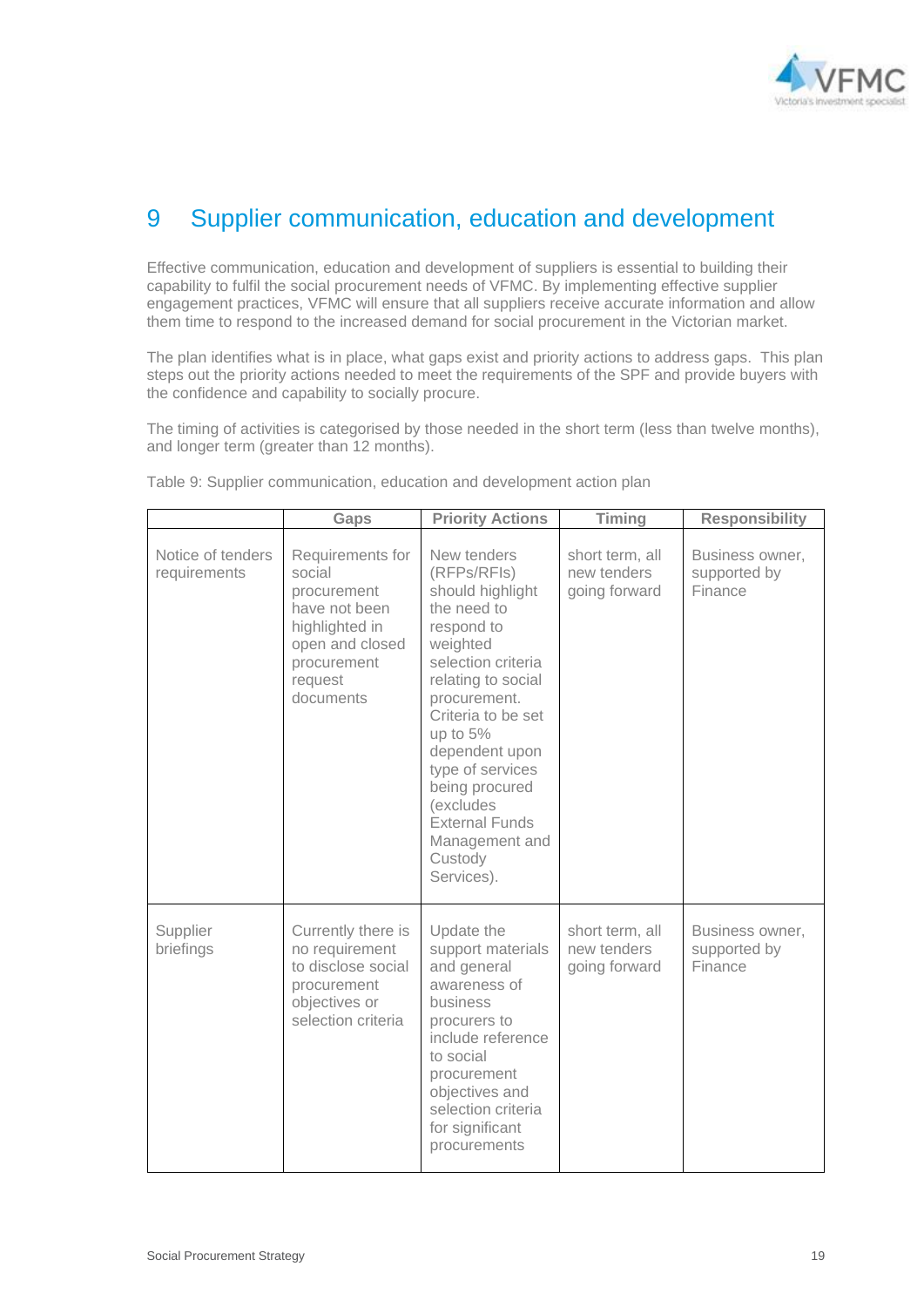# 9 Supplier communication, education and development

Effective communication, education and development of suppliers is essential to building their capability to fulfil the social procurement needs of VFMC. By implementing effective supplier engagement practices, VFMC will ensure that all suppliers receive accurate information and allow them time to respond to the increased demand for social procurement in the Victorian market.

The plan identifies what is in place, what gaps exist and priority actions to address gaps. This plan steps out the priority actions needed to meet the requirements of the SPF and provide buyers with the confidence and capability to socially procure.

The timing of activities is categorised by those needed in the short term (less than twelve months), and longer term (greater than 12 months).

Table 9: Supplier communication, education and development action plan

| | Gaps | Priority Actions | Timing | Responsibility |
|---|---|---|---|---|
| Notice of tenders requirements | Requirements for social procurement have not been highlighted in open and closed procurement request documents | New tenders (RFPs/RFIs) should highlight the need to respond to weighted selection criteria relating to social procurement. Criteria to be set up to 5% dependent upon type of services being procured (excludes External Funds Management and Custody Services). | short term, all new tenders going forward | Business owner, supported by Finance |
| Supplier briefings | Currently there is no requirement to disclose social procurement objectives or selection criteria | Update the support materials and general awareness of business procurers to include reference to social procurement objectives and selection criteria for significant procurements | short term, all new tenders going forward | Business owner, supported by Finance |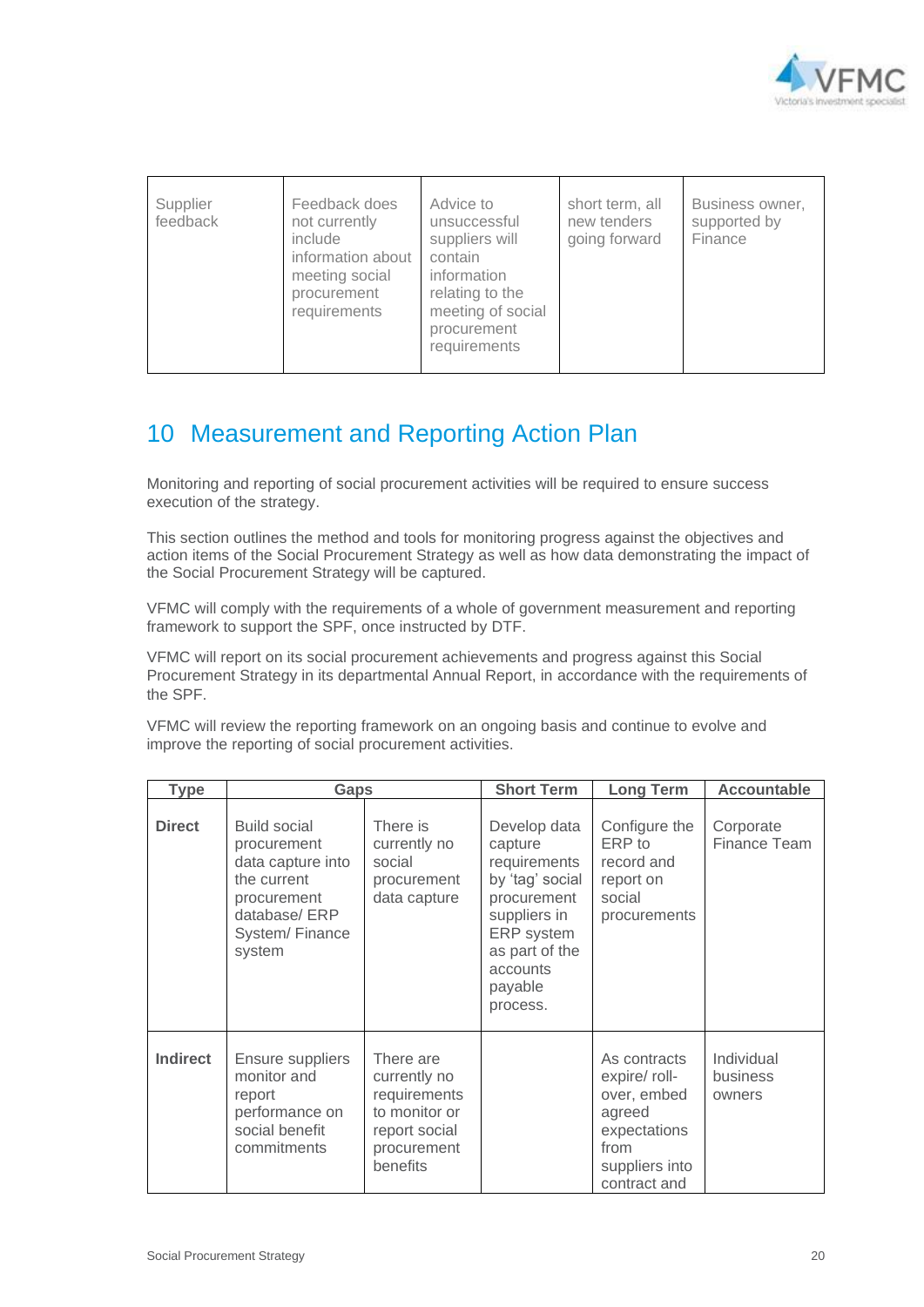| Supplier feedback | Feedback does not currently include information about meeting social procurement requirements | Advice to unsuccessful suppliers will contain information relating to the meeting of social procurement requirements | short term, all new tenders going forward | Business owner, supported by Finance |
|---|---|---|---|---|

## 10 Measurement and Reporting Action Plan

Monitoring and reporting of social procurement activities will be required to ensure success execution of the strategy.

This section outlines the method and tools for monitoring progress against the objectives and action items of the Social Procurement Strategy as well as how data demonstrating the impact of the Social Procurement Strategy will be captured.

VFMC will comply with the requirements of a whole of government measurement and reporting framework to support the SPF, once instructed by DTF.

VFMC will report on its social procurement achievements and progress against this Social Procurement Strategy in its departmental Annual Report, in accordance with the requirements of the SPF.

VFMC will review the reporting framework on an ongoing basis and continue to evolve and improve the reporting of social procurement activities.

| Type | Gaps | | Short Term | Long Term | Accountable |
|---|---|---|---|---|---|
| **Direct** | Build social procurement data capture into the current procurement database/ ERP System/ Finance system | There is currently no social procurement data capture | Develop data capture requirements by 'tag' social procurement suppliers in ERP system as part of the accounts payable process. | Configure the ERP to record and report on social procurements | Corporate Finance Team |
| **Indirect** | Ensure suppliers monitor and report performance on social benefit commitments | There are currently no requirements to monitor or report social procurement benefits | | As contracts expire/ roll-over, embed agreed expectations from suppliers into contract and | Individual business owners |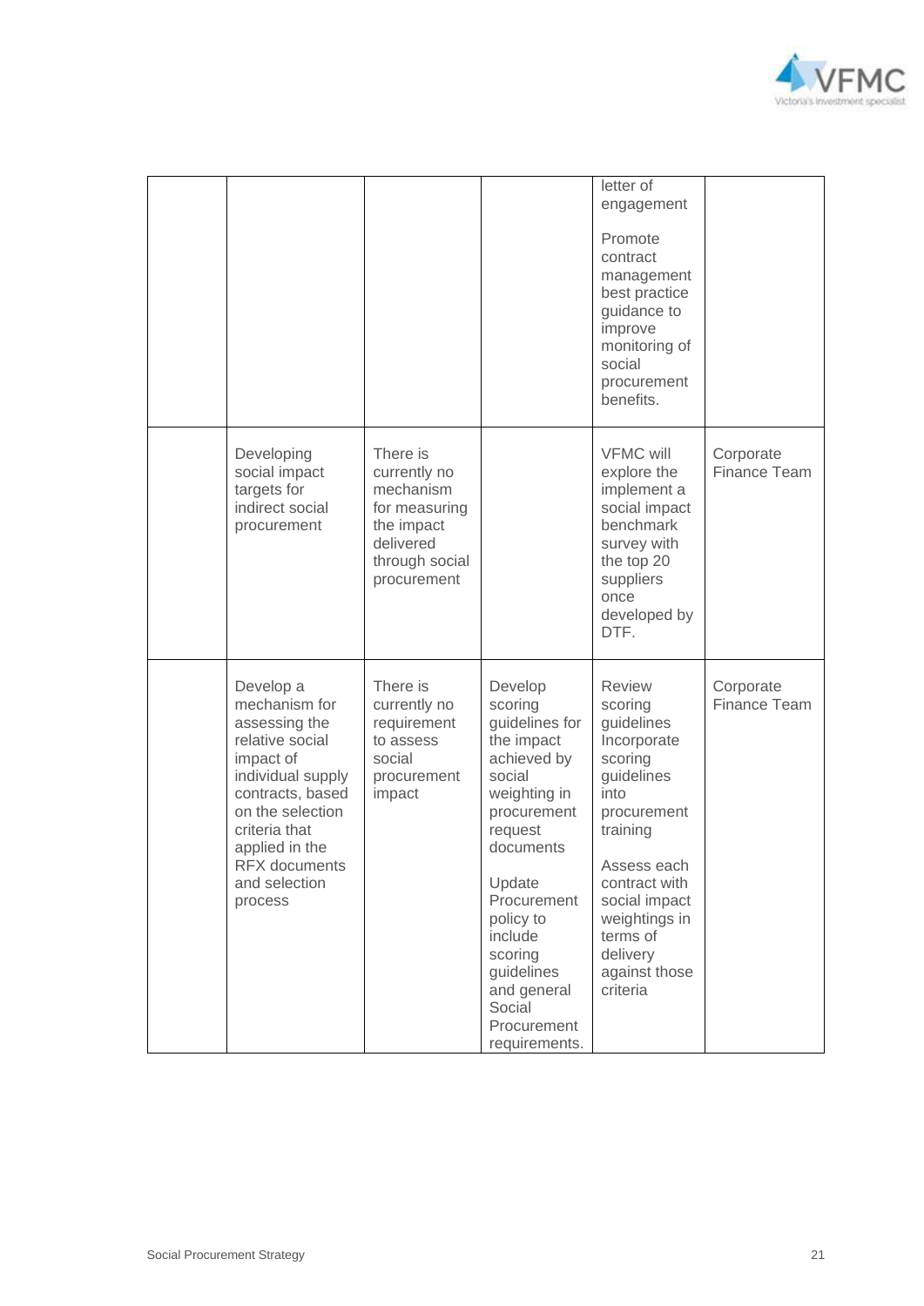| | | | | | |
|---|---|---|---|---|---|
| | | | | letter of engagement<br><br>Promote contract management best practice guidance to improve monitoring of social procurement benefits. | |
| | Developing social impact targets for indirect social procurement | There is currently no mechanism for measuring the impact delivered through social procurement | | VFMC will explore the implement a social impact benchmark survey with the top 20 suppliers once developed by DTF. | Corporate Finance Team |
| | Develop a mechanism for assessing the relative social impact of individual supply contracts, based on the selection criteria that applied in the RFX documents and selection process | There is currently no requirement to assess social procurement impact | Develop scoring guidelines for the impact achieved by social weighting in procurement request documents<br><br>Update Procurement policy to include scoring guidelines and general Social Procurement requirements. | Review scoring guidelines Incorporate scoring guidelines into procurement training<br><br>Assess each contract with social impact weightings in terms of delivery against those criteria | Corporate Finance Team |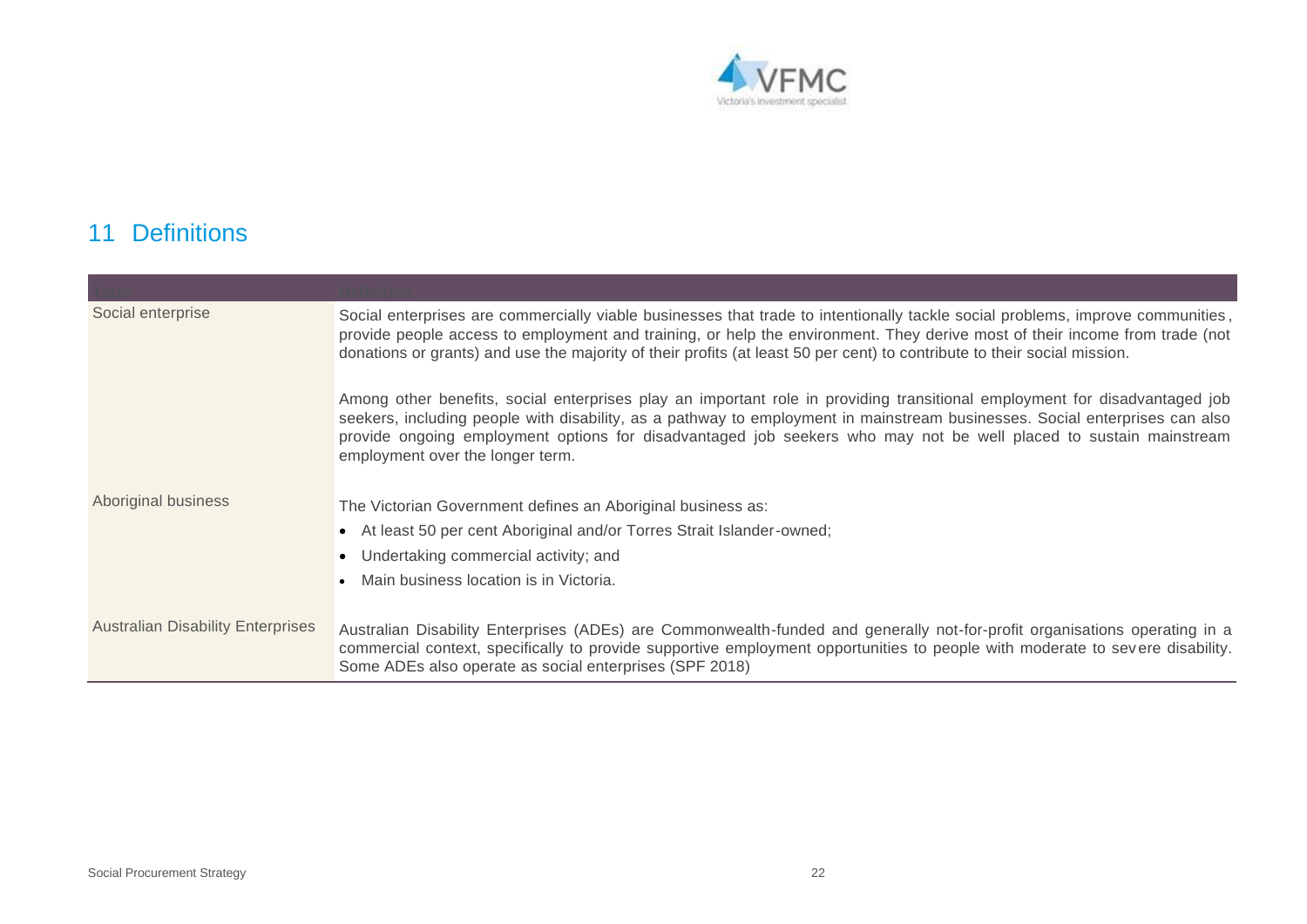## 11 Definitions

| Term | Definition |
|---|---|
| Social enterprise | Social enterprises are commercially viable businesses that trade to intentionally tackle social problems, improve communities, provide people access to employment and training, or help the environment. They derive most of their income from trade (not donations or grants) and use the majority of their profits (at least 50 per cent) to contribute to their social mission.<br><br>Among other benefits, social enterprises play an important role in providing transitional employment for disadvantaged job seekers, including people with disability, as a pathway to employment in mainstream businesses. Social enterprises can also provide ongoing employment options for disadvantaged job seekers who may not be well placed to sustain mainstream employment over the longer term. |
| Aboriginal business | The Victorian Government defines an Aboriginal business as:<br>• At least 50 per cent Aboriginal and/or Torres Strait Islander-owned;<br>• Undertaking commercial activity; and<br>• Main business location is in Victoria. |
| Australian Disability Enterprises | Australian Disability Enterprises (ADEs) are Commonwealth-funded and generally not-for-profit organisations operating in a commercial context, specifically to provide supportive employment opportunities to people with moderate to severe disability. Some ADEs also operate as social enterprises (SPF 2018) |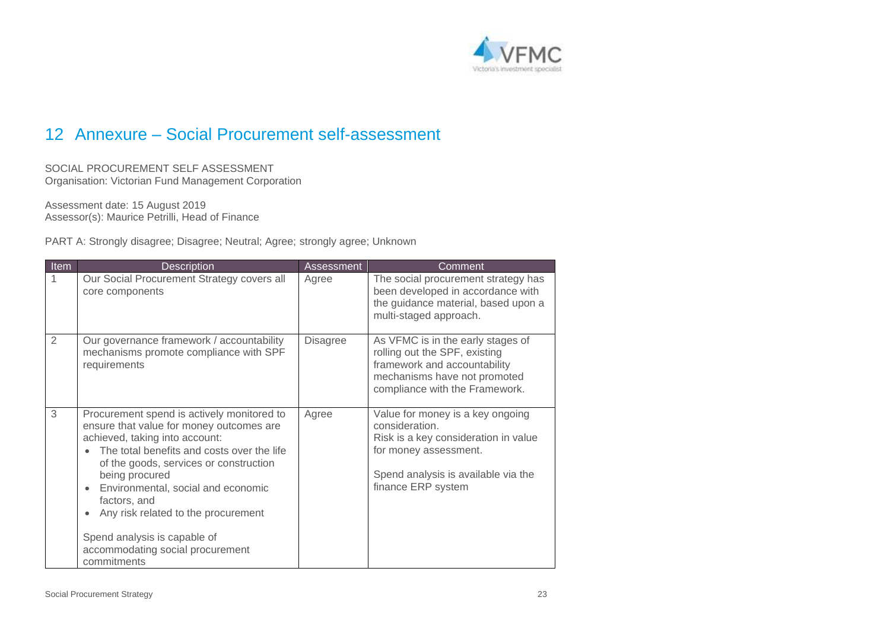# 12 Annexure – Social Procurement self-assessment

SOCIAL PROCUREMENT SELF ASSESSMENT
Organisation: Victorian Fund Management Corporation

Assessment date: 15 August 2019
Assessor(s): Maurice Petrilli, Head of Finance

PART A: Strongly disagree; Disagree; Neutral; Agree; strongly agree; Unknown

| Item | Description | Assessment | Comment |
|---|---|---|---|
| 1 | Our Social Procurement Strategy covers all core components | Agree | The social procurement strategy has been developed in accordance with the guidance material, based upon a multi-staged approach. |
| 2 | Our governance framework / accountability mechanisms promote compliance with SPF requirements | Disagree | As VFMC is in the early stages of rolling out the SPF, existing framework and accountability mechanisms have not promoted compliance with the Framework. |
| 3 | Procurement spend is actively monitored to ensure that value for money outcomes are achieved, taking into account:<br>• The total benefits and costs over the life of the goods, services or construction being procured<br>• Environmental, social and economic factors, and<br>• Any risk related to the procurement<br><br>Spend analysis is capable of accommodating social procurement commitments | Agree | Value for money is a key ongoing consideration.<br>Risk is a key consideration in value for money assessment.<br><br>Spend analysis is available via the finance ERP system |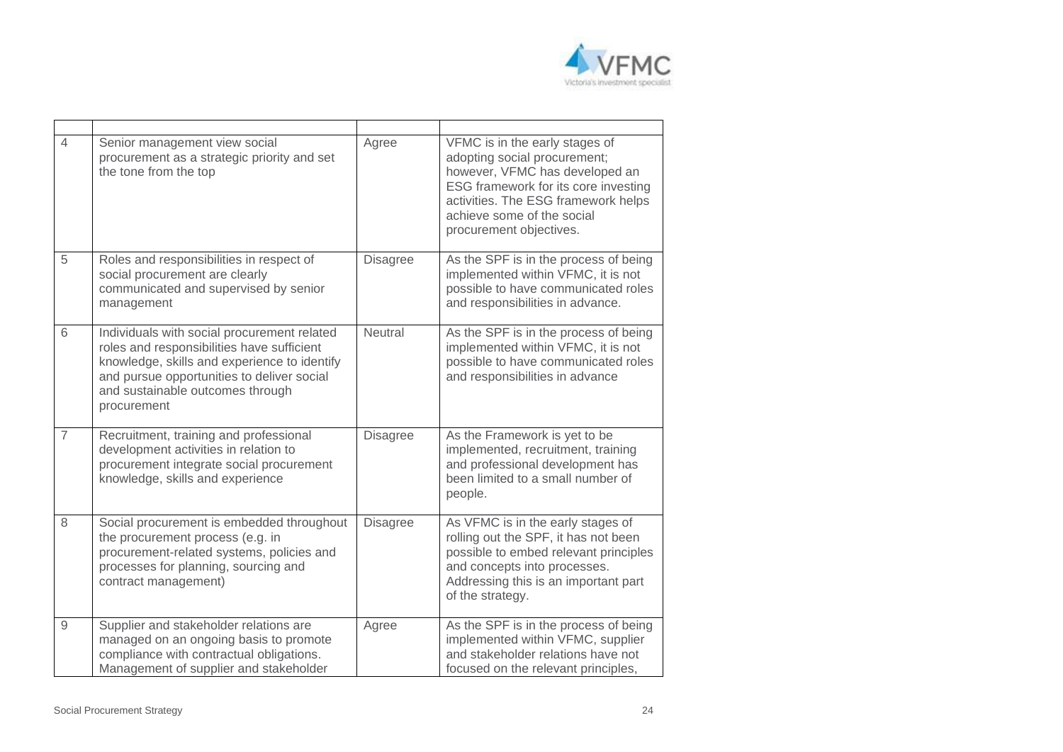| | | | |
|---|---|---|---|
| 4 | Senior management view social procurement as a strategic priority and set the tone from the top | Agree | VFMC is in the early stages of adopting social procurement; however, VFMC has developed an ESG framework for its core investing activities. The ESG framework helps achieve some of the social procurement objectives. |
| 5 | Roles and responsibilities in respect of social procurement are clearly communicated and supervised by senior management | Disagree | As the SPF is in the process of being implemented within VFMC, it is not possible to have communicated roles and responsibilities in advance. |
| 6 | Individuals with social procurement related roles and responsibilities have sufficient knowledge, skills and experience to identify and pursue opportunities to deliver social and sustainable outcomes through procurement | Neutral | As the SPF is in the process of being implemented within VFMC, it is not possible to have communicated roles and responsibilities in advance |
| 7 | Recruitment, training and professional development activities in relation to procurement integrate social procurement knowledge, skills and experience | Disagree | As the Framework is yet to be implemented, recruitment, training and professional development has been limited to a small number of people. |
| 8 | Social procurement is embedded throughout the procurement process (e.g. in procurement-related systems, policies and processes for planning, sourcing and contract management) | Disagree | As VFMC is in the early stages of rolling out the SPF, it has not been possible to embed relevant principles and concepts into processes. Addressing this is an important part of the strategy. |
| 9 | Supplier and stakeholder relations are managed on an ongoing basis to promote compliance with contractual obligations. Management of supplier and stakeholder | Agree | As the SPF is in the process of being implemented within VFMC, supplier and stakeholder relations have not focused on the relevant principles, |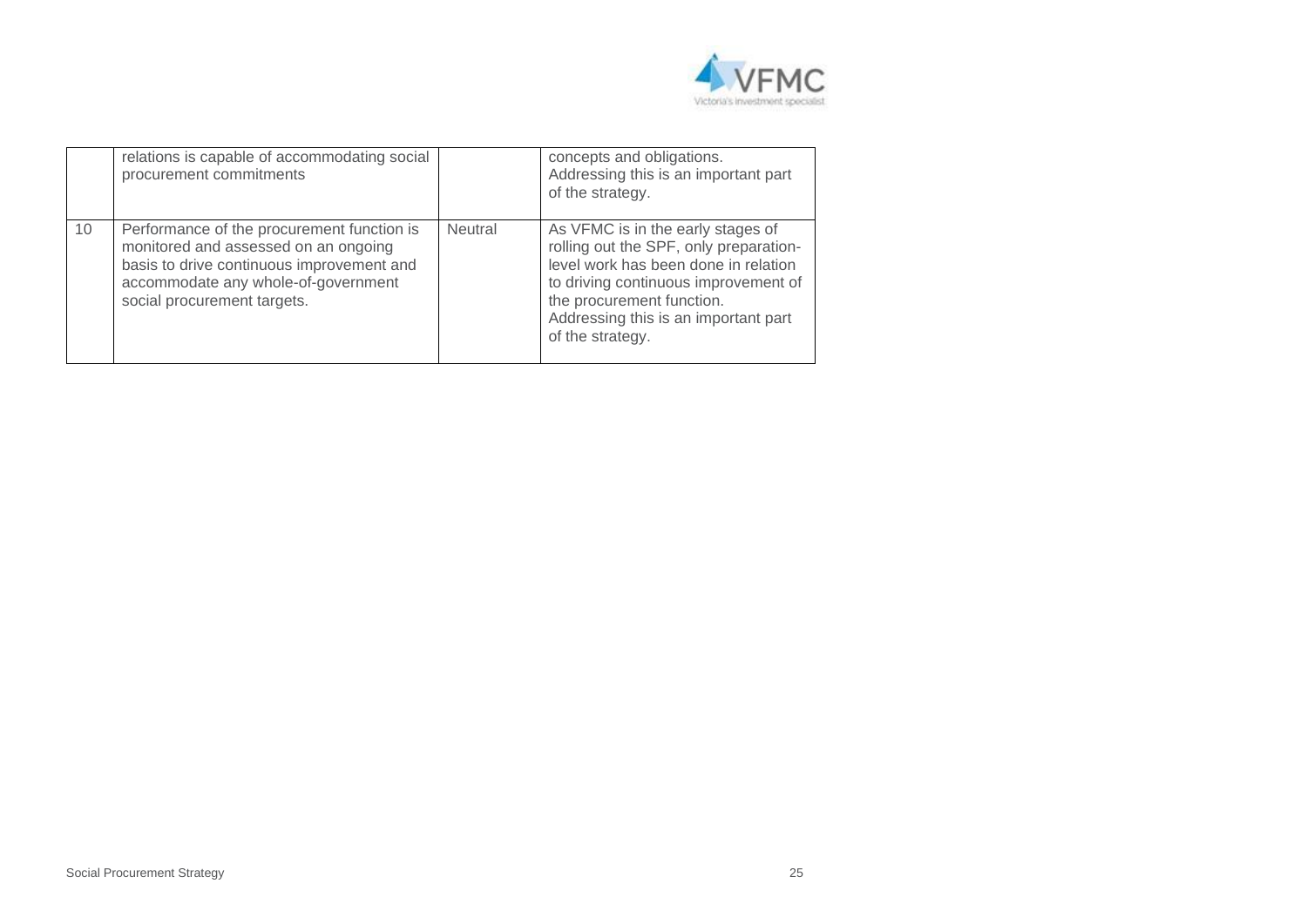|  |  |  |  |
|---|---|---|---|
|  | relations is capable of accommodating social procurement commitments |  | concepts and obligations. Addressing this is an important part of the strategy. |
| 10 | Performance of the procurement function is monitored and assessed on an ongoing basis to drive continuous improvement and accommodate any whole-of-government social procurement targets. | Neutral | As VFMC is in the early stages of rolling out the SPF, only preparation-level work has been done in relation to driving continuous improvement of the procurement function. Addressing this is an important part of the strategy. |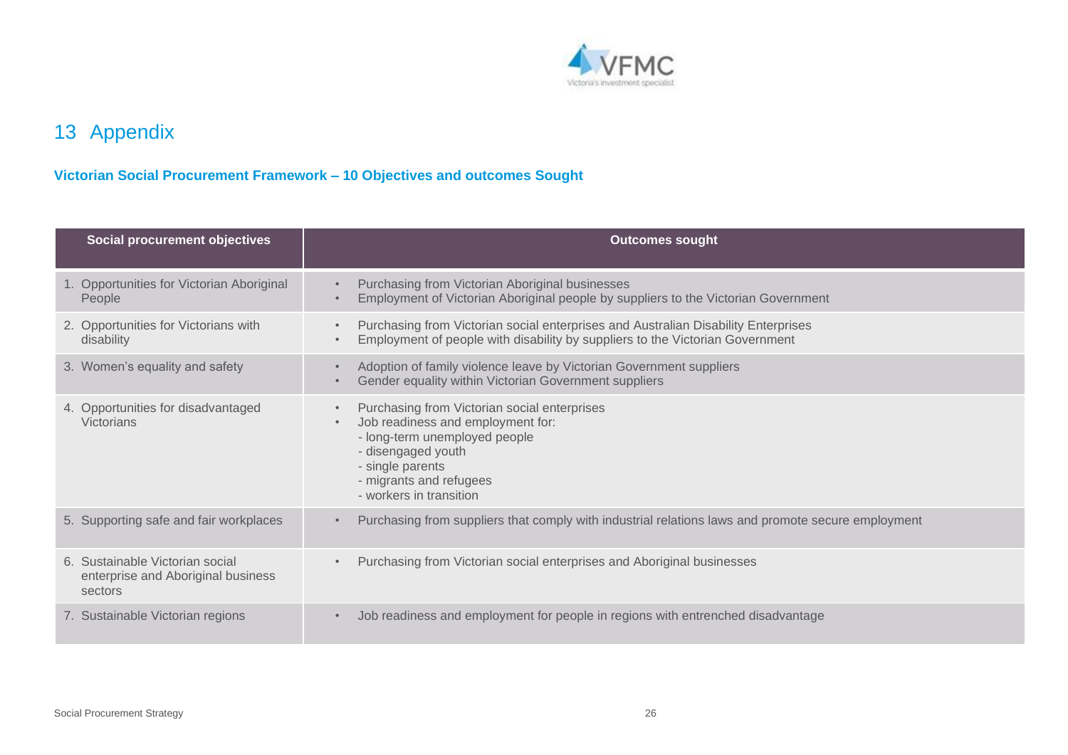# 13 Appendix

**Victorian Social Procurement Framework – 10 Objectives and outcomes Sought**

| Social procurement objectives | Outcomes sought |
|---|---|
| 1. Opportunities for Victorian Aboriginal People | • Purchasing from Victorian Aboriginal businesses<br>• Employment of Victorian Aboriginal people by suppliers to the Victorian Government |
| 2. Opportunities for Victorians with disability | • Purchasing from Victorian social enterprises and Australian Disability Enterprises<br>• Employment of people with disability by suppliers to the Victorian Government |
| 3. Women's equality and safety | • Adoption of family violence leave by Victorian Government suppliers<br>• Gender equality within Victorian Government suppliers |
| 4. Opportunities for disadvantaged Victorians | • Purchasing from Victorian social enterprises<br>• Job readiness and employment for:<br>- long-term unemployed people<br>- disengaged youth<br>- single parents<br>- migrants and refugees<br>- workers in transition |
| 5. Supporting safe and fair workplaces | • Purchasing from suppliers that comply with industrial relations laws and promote secure employment |
| 6. Sustainable Victorian social enterprise and Aboriginal business sectors | • Purchasing from Victorian social enterprises and Aboriginal businesses |
| 7. Sustainable Victorian regions | • Job readiness and employment for people in regions with entrenched disadvantage |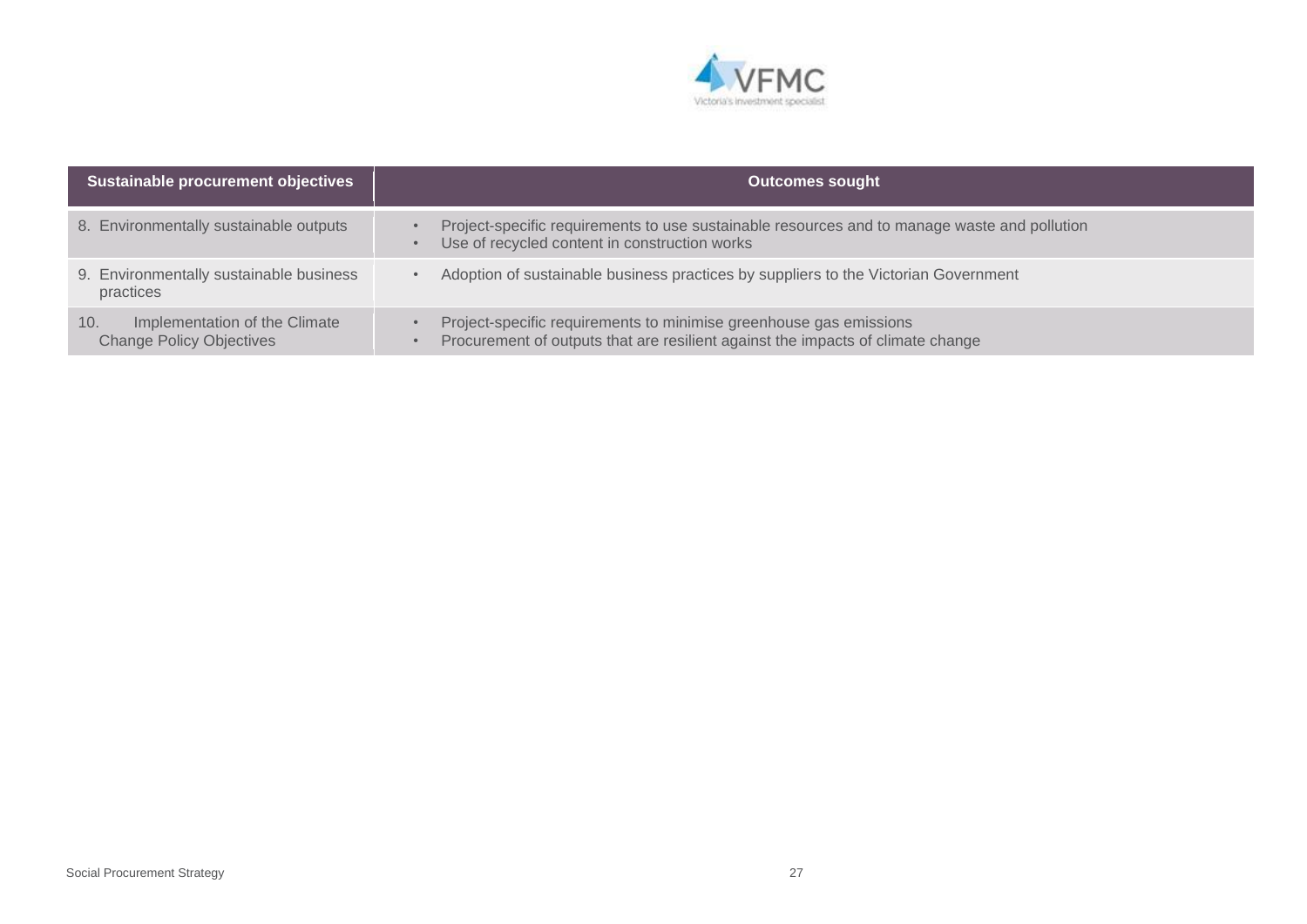| Sustainable procurement objectives | Outcomes sought |
|---|---|
| 8. Environmentally sustainable outputs | • Project-specific requirements to use sustainable resources and to manage waste and pollution<br>• Use of recycled content in construction works |
| 9. Environmentally sustainable business practices | • Adoption of sustainable business practices by suppliers to the Victorian Government |
| 10. Implementation of the Climate Change Policy Objectives | • Project-specific requirements to minimise greenhouse gas emissions<br>• Procurement of outputs that are resilient against the impacts of climate change |